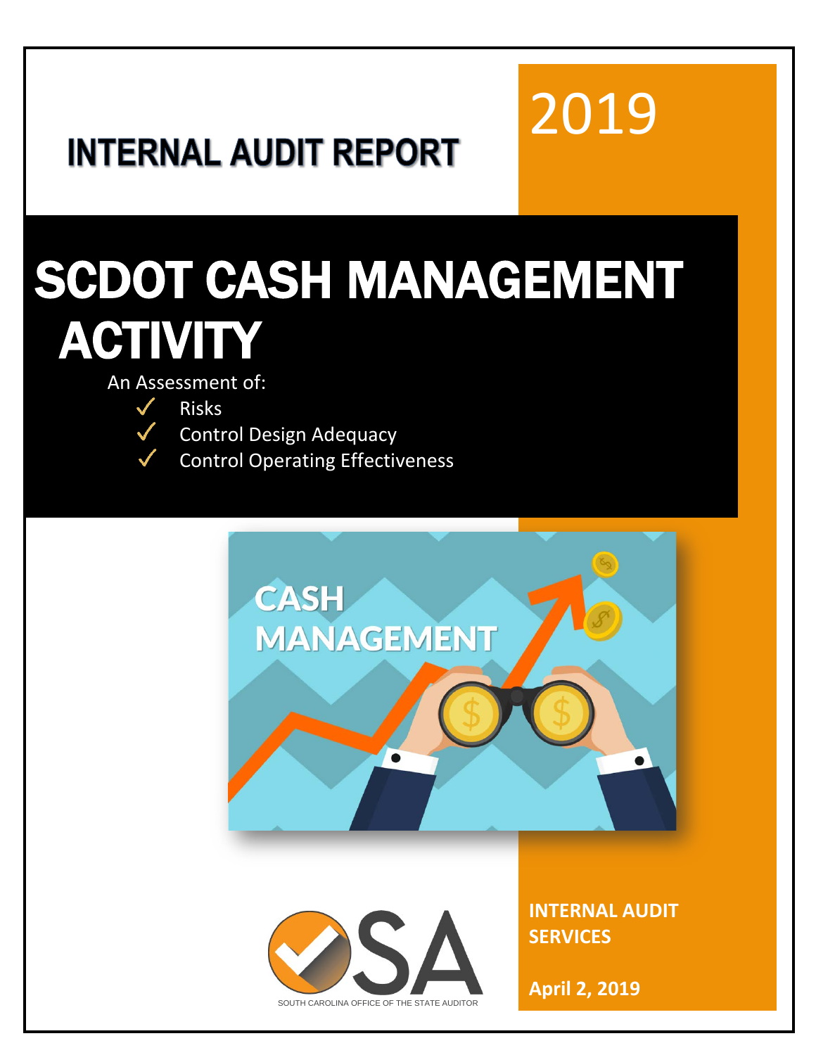# INTERNAL AUDIT REPORT

2019

# SCDOT CASH MANAGEMENT ACTIVITY

An Assessment of:

- ✓ Risks
- ✓ Control Design Adequacy
- ✓ Control Operating Effectiveness

SOUTH CAROLINA OFFICE OF THE STATE AUDITOR

**INTERNAL AUDIT SERVICES**

**April 2, 2019**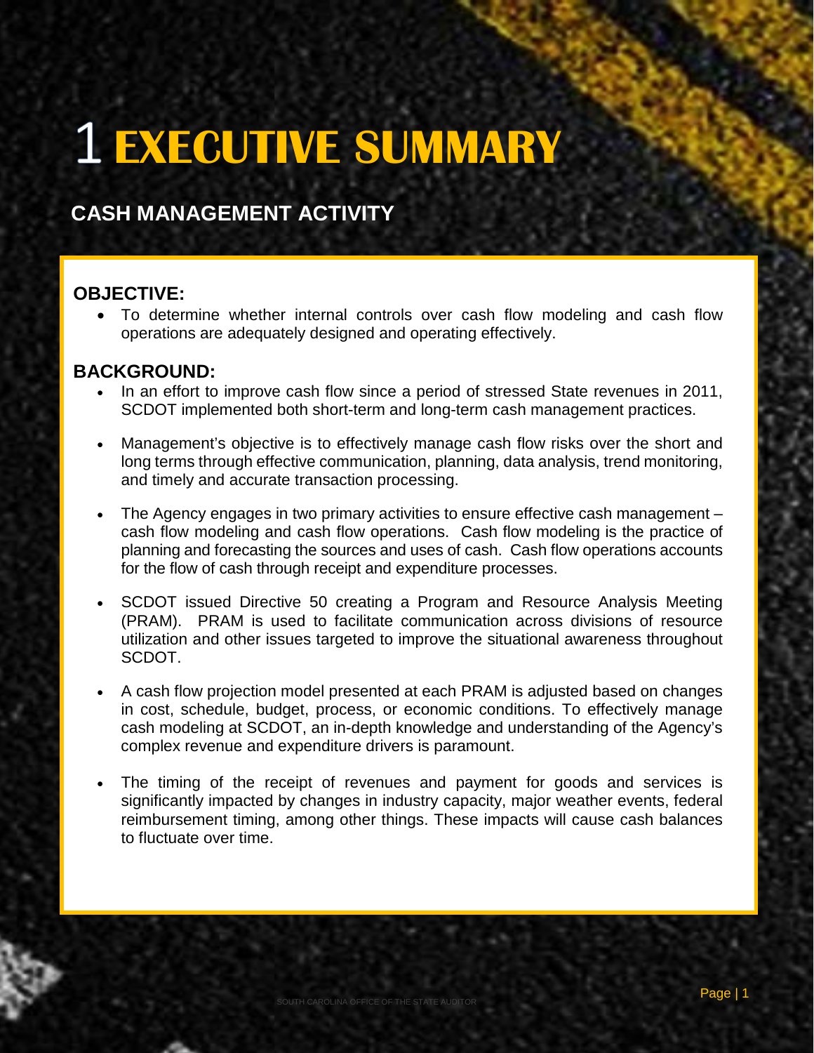# 1 EXECUTIVE SUMMARY

## CASH MANAGEMENT ACTIVITY

### OBJECTIVE:

- To determine whether internal controls over cash flow modeling and cash flow operations are adequately designed and operating effectively.

### BACKGROUND:

- In an effort to improve cash flow since a period of stressed State revenues in 2011, SCDOT implemented both short-term and long-term cash management practices.
- Management's objective is to effectively manage cash flow risks over the short and long terms through effective communication, planning, data analysis, trend monitoring, and timely and accurate transaction processing.
- The Agency engages in two primary activities to ensure effective cash management – cash flow modeling and cash flow operations. Cash flow modeling is the practice of planning and forecasting the sources and uses of cash. Cash flow operations accounts for the flow of cash through receipt and expenditure processes.
- SCDOT issued Directive 50 creating a Program and Resource Analysis Meeting (PRAM). PRAM is used to facilitate communication across divisions of resource utilization and other issues targeted to improve the situational awareness throughout SCDOT.
- A cash flow projection model presented at each PRAM is adjusted based on changes in cost, schedule, budget, process, or economic conditions. To effectively manage cash modeling at SCDOT, an in-depth knowledge and understanding of the Agency's complex revenue and expenditure drivers is paramount.
- The timing of the receipt of revenues and payment for goods and services is significantly impacted by changes in industry capacity, major weather events, federal reimbursement timing, among other things. These impacts will cause cash balances to fluctuate over time.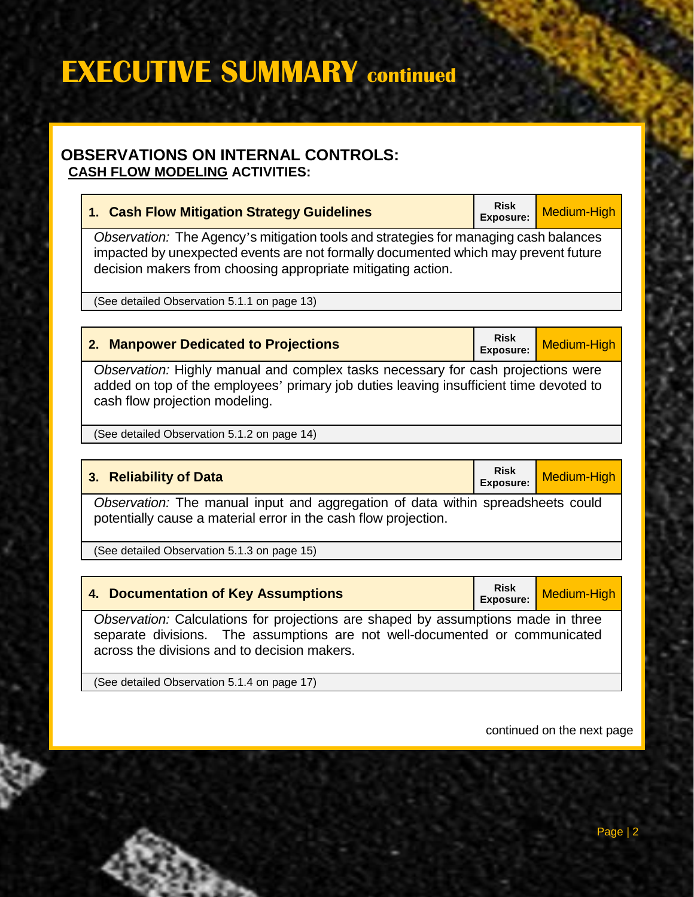# EXECUTIVE SUMMARY continued

## OBSERVATIONS ON INTERNAL CONTROLS:

### CASH FLOW MODELING ACTIVITIES:

| 1. Cash Flow Mitigation Strategy Guidelines | Risk Exposure: | Medium-High |
|---|---|---|
| *Observation:* The Agency's mitigation tools and strategies for managing cash balances impacted by unexpected events are not formally documented which may prevent future decision makers from choosing appropriate mitigating action. | | |
| (See detailed Observation 5.1.1 on page 13) | | |

| 2. Manpower Dedicated to Projections | Risk Exposure: | Medium-High |
|---|---|---|
| *Observation:* Highly manual and complex tasks necessary for cash projections were added on top of the employees' primary job duties leaving insufficient time devoted to cash flow projection modeling. | | |
| (See detailed Observation 5.1.2 on page 14) | | |

| 3. Reliability of Data | Risk Exposure: | Medium-High |
|---|---|---|
| *Observation:* The manual input and aggregation of data within spreadsheets could potentially cause a material error in the cash flow projection. | | |
| (See detailed Observation 5.1.3 on page 15) | | |

| 4. Documentation of Key Assumptions | Risk Exposure: | Medium-High |
|---|---|---|
| *Observation:* Calculations for projections are shaped by assumptions made in three separate divisions. The assumptions are not well-documented or communicated across the divisions and to decision makers. | | |
| (See detailed Observation 5.1.4 on page 17) | | |

continued on the next page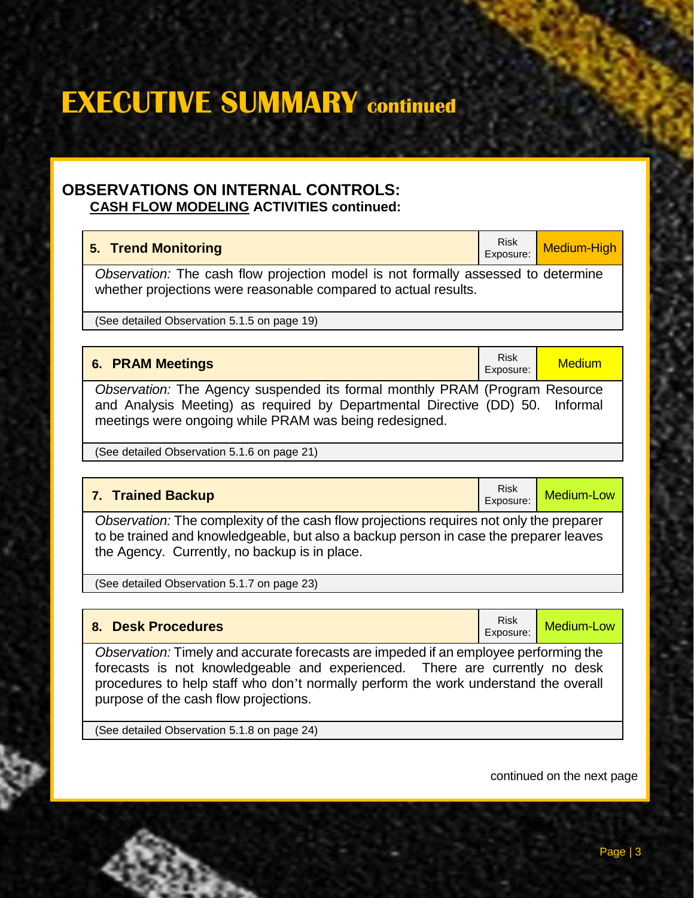# EXECUTIVE SUMMARY continued

## OBSERVATIONS ON INTERNAL CONTROLS:
### CASH FLOW MODELING ACTIVITIES continued:

| 5. Trend Monitoring | Risk Exposure: | Medium-High |
|---|---|---|
| *Observation:* The cash flow projection model is not formally assessed to determine whether projections were reasonable compared to actual results. | | |
| (See detailed Observation 5.1.5 on page 19) | | |

| 6. PRAM Meetings | Risk Exposure: | Medium |
|---|---|---|
| *Observation:* The Agency suspended its formal monthly PRAM (Program Resource and Analysis Meeting) as required by Departmental Directive (DD) 50. Informal meetings were ongoing while PRAM was being redesigned. | | |
| (See detailed Observation 5.1.6 on page 21) | | |

| 7. Trained Backup | Risk Exposure: | Medium-Low |
|---|---|---|
| *Observation:* The complexity of the cash flow projections requires not only the preparer to be trained and knowledgeable, but also a backup person in case the preparer leaves the Agency. Currently, no backup is in place. | | |
| (See detailed Observation 5.1.7 on page 23) | | |

| 8. Desk Procedures | Risk Exposure: | Medium-Low |
|---|---|---|
| *Observation:* Timely and accurate forecasts are impeded if an employee performing the forecasts is not knowledgeable and experienced. There are currently no desk procedures to help staff who don't normally perform the work understand the overall purpose of the cash flow projections. | | |
| (See detailed Observation 5.1.8 on page 24) | | |

continued on the next page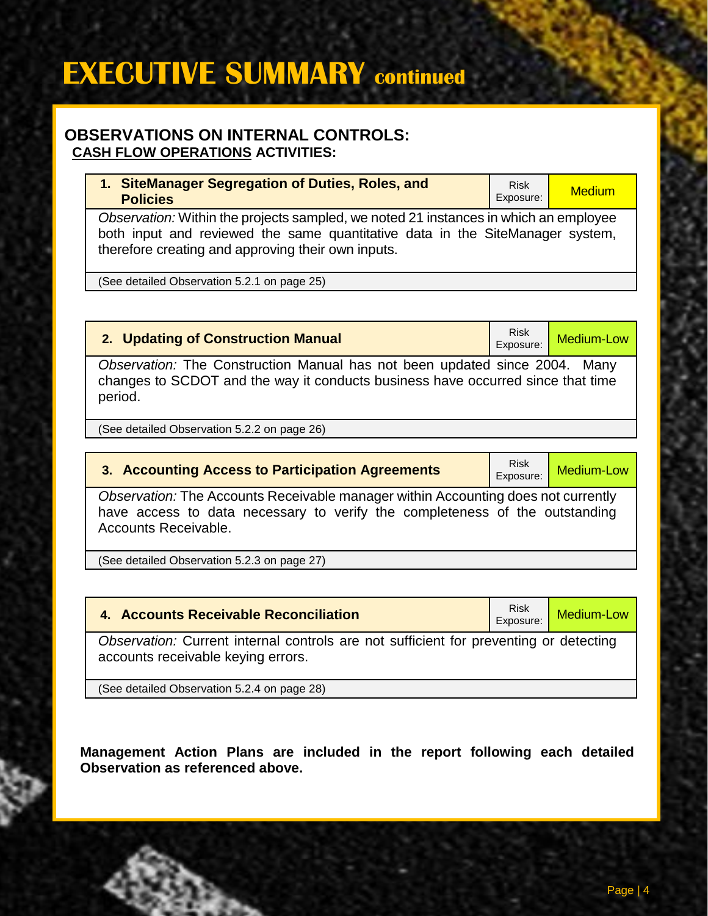# EXECUTIVE SUMMARY continued

## OBSERVATIONS ON INTERNAL CONTROLS:

### CASH FLOW OPERATIONS ACTIVITIES:

| 1. SiteManager Segregation of Duties, Roles, and Policies | Risk Exposure: | Medium |
|---|---|---|
| *Observation:* Within the projects sampled, we noted 21 instances in which an employee both input and reviewed the same quantitative data in the SiteManager system, therefore creating and approving their own inputs. | | |
| (See detailed Observation 5.2.1 on page 25) | | |

| 2. Updating of Construction Manual | Risk Exposure: | Medium-Low |
|---|---|---|
| *Observation:* The Construction Manual has not been updated since 2004. Many changes to SCDOT and the way it conducts business have occurred since that time period. | | |
| (See detailed Observation 5.2.2 on page 26) | | |

| 3. Accounting Access to Participation Agreements | Risk Exposure: | Medium-Low |
|---|---|---|
| *Observation:* The Accounts Receivable manager within Accounting does not currently have access to data necessary to verify the completeness of the outstanding Accounts Receivable. | | |
| (See detailed Observation 5.2.3 on page 27) | | |

| 4. Accounts Receivable Reconciliation | Risk Exposure: | Medium-Low |
|---|---|---|
| *Observation:* Current internal controls are not sufficient for preventing or detecting accounts receivable keying errors. | | |
| (See detailed Observation 5.2.4 on page 28) | | |

**Management Action Plans are included in the report following each detailed Observation as referenced above.**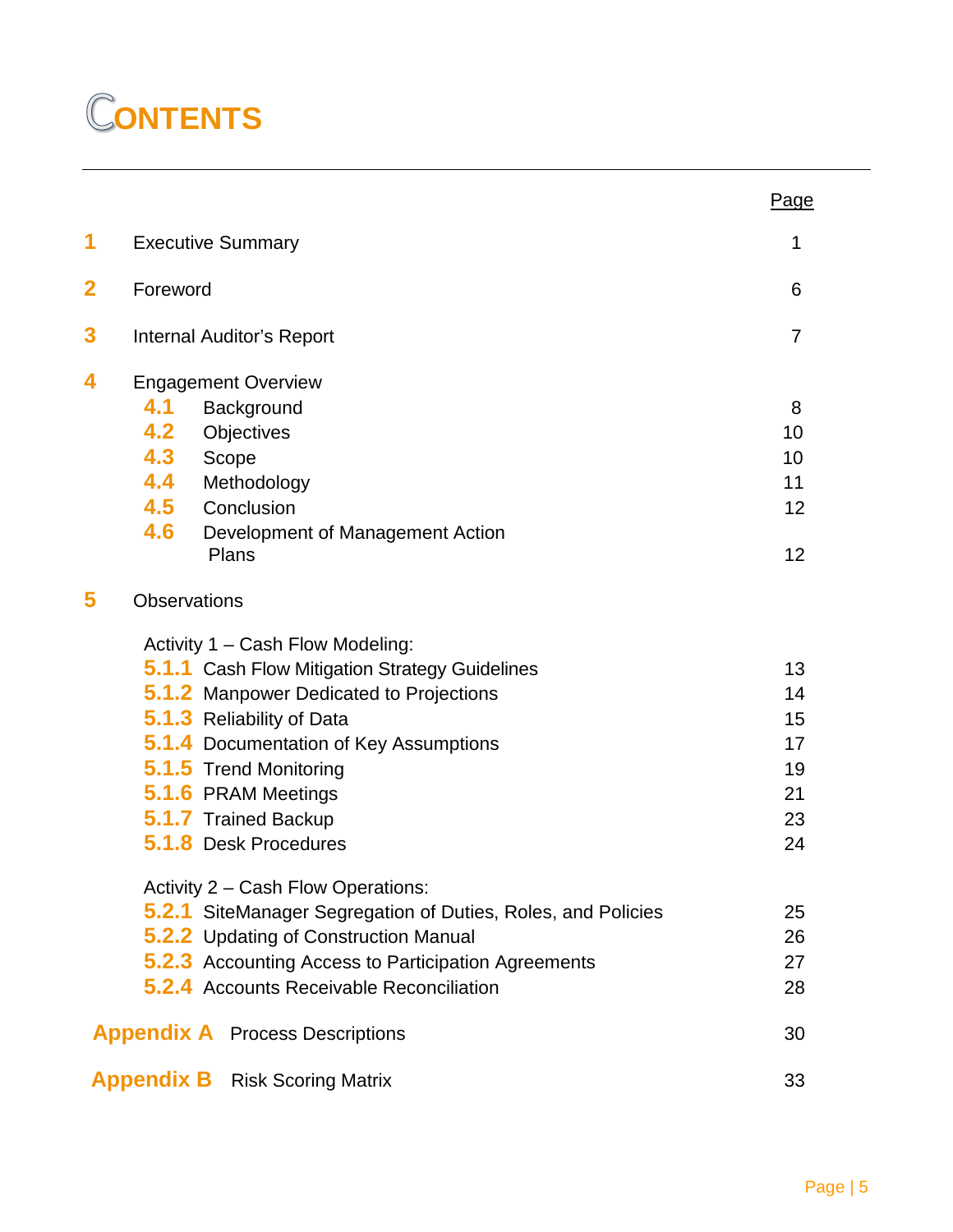# CONTENTS

| | | Page |
|---|---|---|
| 1 | Executive Summary | 1 |
| 2 | Foreword | 6 |
| 3 | Internal Auditor's Report | 7 |
| 4 | Engagement Overview | |
| 4.1 | Background | 8 |
| 4.2 | Objectives | 10 |
| 4.3 | Scope | 10 |
| 4.4 | Methodology | 11 |
| 4.5 | Conclusion | 12 |
| 4.6 | Development of Management Action Plans | 12 |
| 5 | Observations | |
| | Activity 1 – Cash Flow Modeling: | |
| 5.1.1 | Cash Flow Mitigation Strategy Guidelines | 13 |
| 5.1.2 | Manpower Dedicated to Projections | 14 |
| 5.1.3 | Reliability of Data | 15 |
| 5.1.4 | Documentation of Key Assumptions | 17 |
| 5.1.5 | Trend Monitoring | 19 |
| 5.1.6 | PRAM Meetings | 21 |
| 5.1.7 | Trained Backup | 23 |
| 5.1.8 | Desk Procedures | 24 |
| | Activity 2 – Cash Flow Operations: | |
| 5.2.1 | SiteManager Segregation of Duties, Roles, and Policies | 25 |
| 5.2.2 | Updating of Construction Manual | 26 |
| 5.2.3 | Accounting Access to Participation Agreements | 27 |
| 5.2.4 | Accounts Receivable Reconciliation | 28 |
| Appendix A | Process Descriptions | 30 |
| Appendix B | Risk Scoring Matrix | 33 |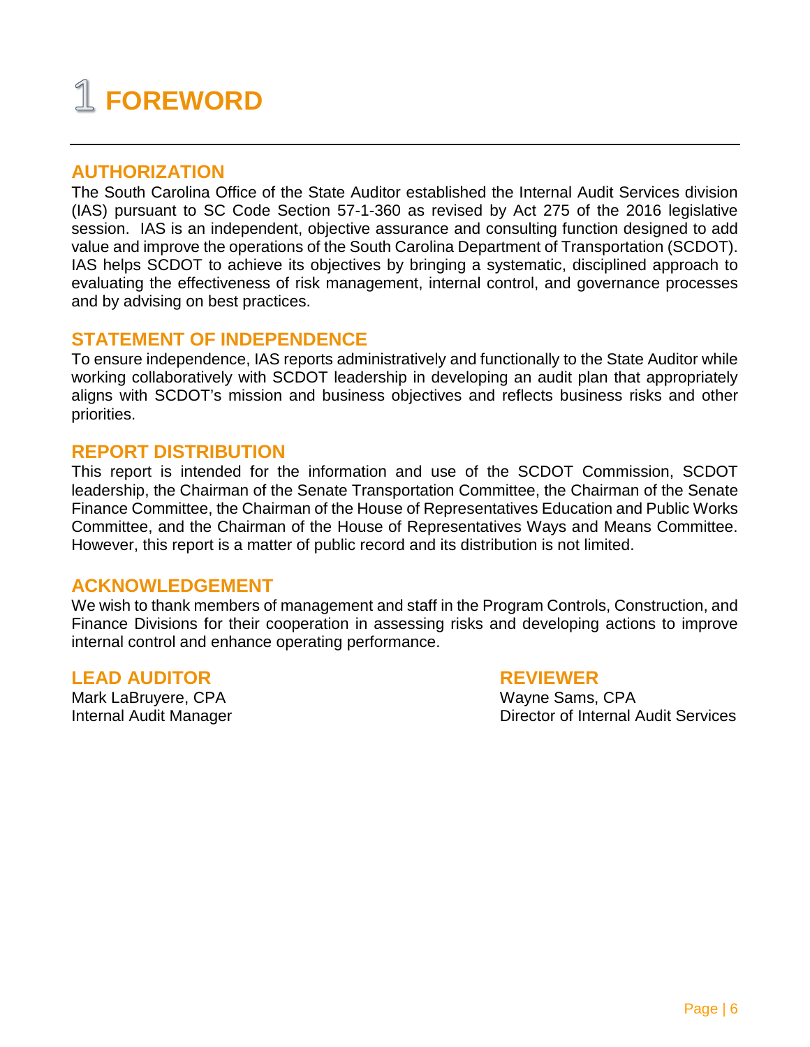# 1 FOREWORD

## AUTHORIZATION

The South Carolina Office of the State Auditor established the Internal Audit Services division (IAS) pursuant to SC Code Section 57-1-360 as revised by Act 275 of the 2016 legislative session. IAS is an independent, objective assurance and consulting function designed to add value and improve the operations of the South Carolina Department of Transportation (SCDOT). IAS helps SCDOT to achieve its objectives by bringing a systematic, disciplined approach to evaluating the effectiveness of risk management, internal control, and governance processes and by advising on best practices.

## STATEMENT OF INDEPENDENCE

To ensure independence, IAS reports administratively and functionally to the State Auditor while working collaboratively with SCDOT leadership in developing an audit plan that appropriately aligns with SCDOT's mission and business objectives and reflects business risks and other priorities.

## REPORT DISTRIBUTION

This report is intended for the information and use of the SCDOT Commission, SCDOT leadership, the Chairman of the Senate Transportation Committee, the Chairman of the Senate Finance Committee, the Chairman of the House of Representatives Education and Public Works Committee, and the Chairman of the House of Representatives Ways and Means Committee. However, this report is a matter of public record and its distribution is not limited.

## ACKNOWLEDGEMENT

We wish to thank members of management and staff in the Program Controls, Construction, and Finance Divisions for their cooperation in assessing risks and developing actions to improve internal control and enhance operating performance.

## LEAD AUDITOR

Mark LaBruyere, CPA
Internal Audit Manager

## REVIEWER

Wayne Sams, CPA
Director of Internal Audit Services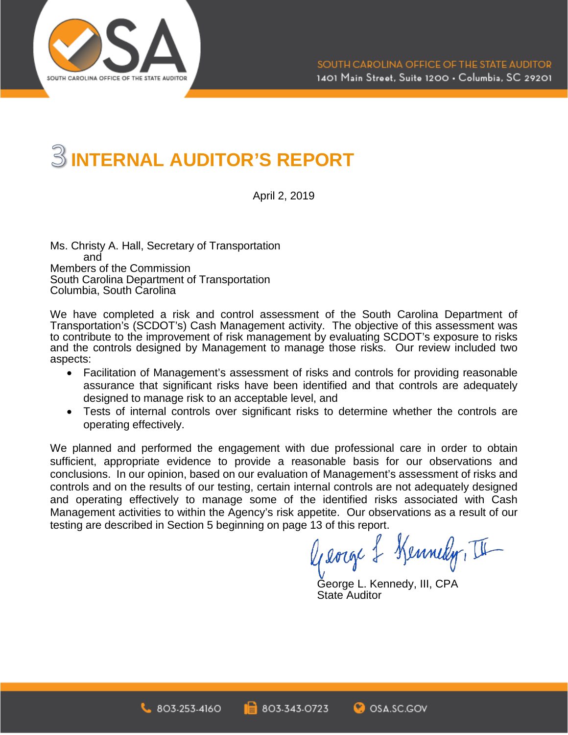# 3 INTERNAL AUDITOR'S REPORT

April 2, 2019

Ms. Christy A. Hall, Secretary of Transportation
and
Members of the Commission
South Carolina Department of Transportation
Columbia, South Carolina

We have completed a risk and control assessment of the South Carolina Department of Transportation's (SCDOT's) Cash Management activity. The objective of this assessment was to contribute to the improvement of risk management by evaluating SCDOT's exposure to risks and the controls designed by Management to manage those risks. Our review included two aspects:

- Facilitation of Management's assessment of risks and controls for providing reasonable assurance that significant risks have been identified and that controls are adequately designed to manage risk to an acceptable level, and
- Tests of internal controls over significant risks to determine whether the controls are operating effectively.

We planned and performed the engagement with due professional care in order to obtain sufficient, appropriate evidence to provide a reasonable basis for our observations and conclusions. In our opinion, based on our evaluation of Management's assessment of risks and controls and on the results of our testing, certain internal controls are not adequately designed and operating effectively to manage some of the identified risks associated with Cash Management activities to within the Agency's risk appetite. Our observations as a result of our testing are described in Section 5 beginning on page 13 of this report.

George L. Kennedy, III, CPA
State Auditor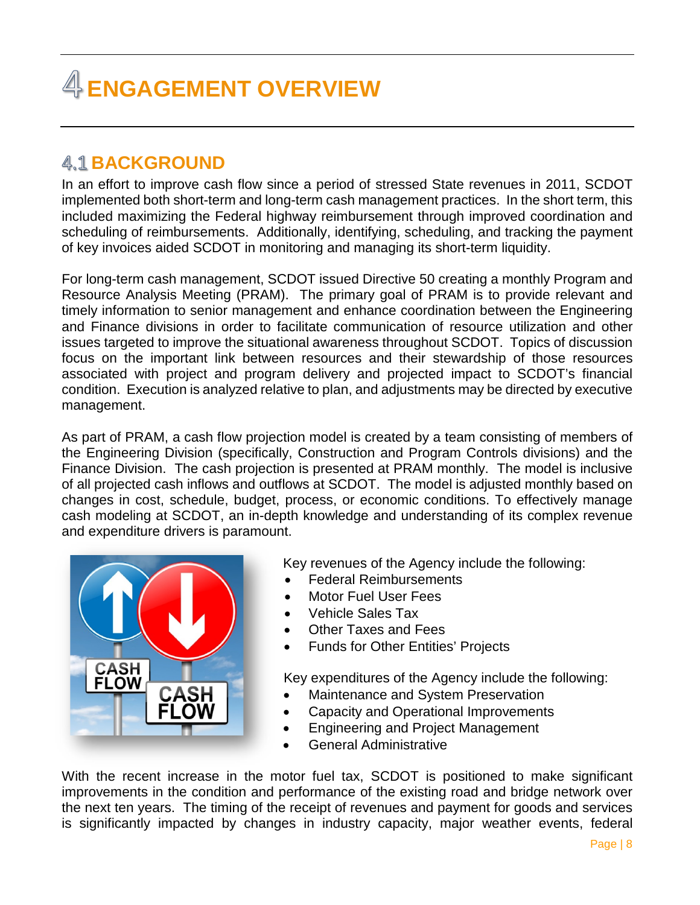# 4 ENGAGEMENT OVERVIEW

## 4.1 BACKGROUND

In an effort to improve cash flow since a period of stressed State revenues in 2011, SCDOT implemented both short-term and long-term cash management practices. In the short term, this included maximizing the Federal highway reimbursement through improved coordination and scheduling of reimbursements. Additionally, identifying, scheduling, and tracking the payment of key invoices aided SCDOT in monitoring and managing its short-term liquidity.

For long-term cash management, SCDOT issued Directive 50 creating a monthly Program and Resource Analysis Meeting (PRAM). The primary goal of PRAM is to provide relevant and timely information to senior management and enhance coordination between the Engineering and Finance divisions in order to facilitate communication of resource utilization and other issues targeted to improve the situational awareness throughout SCDOT. Topics of discussion focus on the important link between resources and their stewardship of those resources associated with project and program delivery and projected impact to SCDOT's financial condition. Execution is analyzed relative to plan, and adjustments may be directed by executive management.

As part of PRAM, a cash flow projection model is created by a team consisting of members of the Engineering Division (specifically, Construction and Program Controls divisions) and the Finance Division. The cash projection is presented at PRAM monthly. The model is inclusive of all projected cash inflows and outflows at SCDOT. The model is adjusted monthly based on changes in cost, schedule, budget, process, or economic conditions. To effectively manage cash modeling at SCDOT, an in-depth knowledge and understanding of its complex revenue and expenditure drivers is paramount.

Key revenues of the Agency include the following:

- Federal Reimbursements
- Motor Fuel User Fees
- Vehicle Sales Tax
- Other Taxes and Fees
- Funds for Other Entities' Projects

Key expenditures of the Agency include the following:

- Maintenance and System Preservation
- Capacity and Operational Improvements
- Engineering and Project Management
- General Administrative

With the recent increase in the motor fuel tax, SCDOT is positioned to make significant improvements in the condition and performance of the existing road and bridge network over the next ten years. The timing of the receipt of revenues and payment for goods and services is significantly impacted by changes in industry capacity, major weather events, federal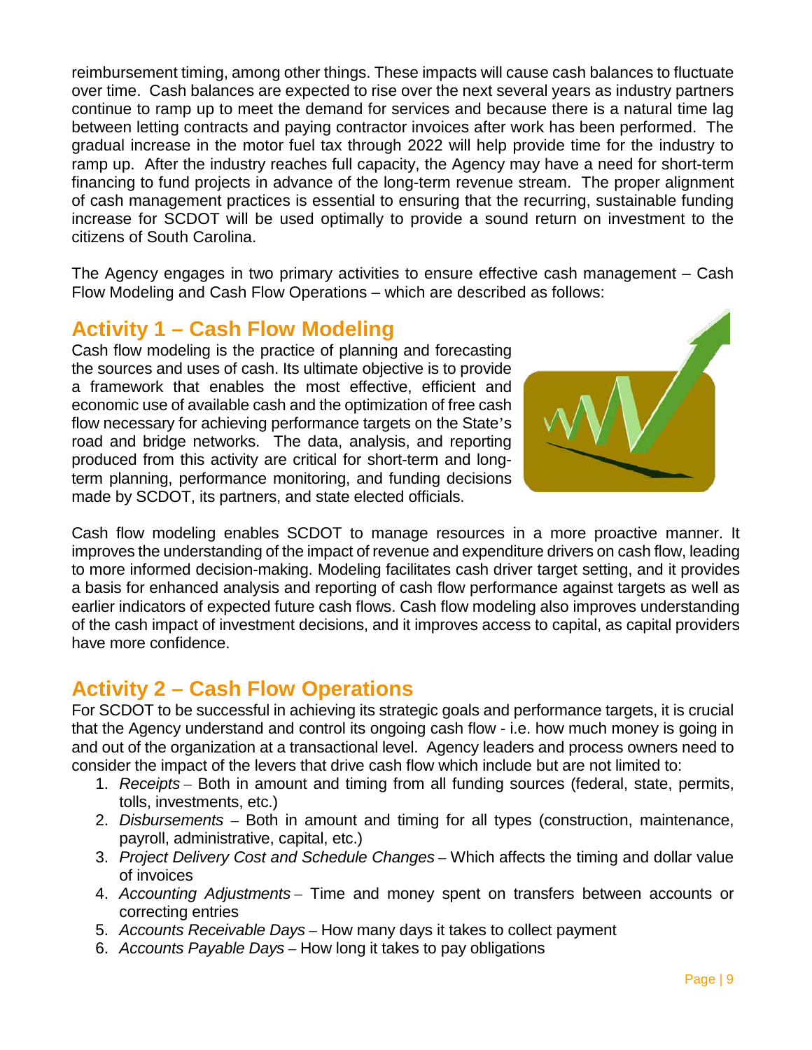reimbursement timing, among other things. These impacts will cause cash balances to fluctuate over time. Cash balances are expected to rise over the next several years as industry partners continue to ramp up to meet the demand for services and because there is a natural time lag between letting contracts and paying contractor invoices after work has been performed. The gradual increase in the motor fuel tax through 2022 will help provide time for the industry to ramp up. After the industry reaches full capacity, the Agency may have a need for short-term financing to fund projects in advance of the long-term revenue stream. The proper alignment of cash management practices is essential to ensuring that the recurring, sustainable funding increase for SCDOT will be used optimally to provide a sound return on investment to the citizens of South Carolina.

The Agency engages in two primary activities to ensure effective cash management – Cash Flow Modeling and Cash Flow Operations – which are described as follows:

## Activity 1 – Cash Flow Modeling

Cash flow modeling is the practice of planning and forecasting the sources and uses of cash. Its ultimate objective is to provide a framework that enables the most effective, efficient and economic use of available cash and the optimization of free cash flow necessary for achieving performance targets on the State's road and bridge networks. The data, analysis, and reporting produced from this activity are critical for short-term and long-term planning, performance monitoring, and funding decisions made by SCDOT, its partners, and state elected officials.

Cash flow modeling enables SCDOT to manage resources in a more proactive manner. It improves the understanding of the impact of revenue and expenditure drivers on cash flow, leading to more informed decision-making. Modeling facilitates cash driver target setting, and it provides a basis for enhanced analysis and reporting of cash flow performance against targets as well as earlier indicators of expected future cash flows. Cash flow modeling also improves understanding of the cash impact of investment decisions, and it improves access to capital, as capital providers have more confidence.

## Activity 2 – Cash Flow Operations

For SCDOT to be successful in achieving its strategic goals and performance targets, it is crucial that the Agency understand and control its ongoing cash flow - i.e. how much money is going in and out of the organization at a transactional level. Agency leaders and process owners need to consider the impact of the levers that drive cash flow which include but are not limited to:

1. *Receipts* – Both in amount and timing from all funding sources (federal, state, permits, tolls, investments, etc.)
2. *Disbursements* – Both in amount and timing for all types (construction, maintenance, payroll, administrative, capital, etc.)
3. *Project Delivery Cost and Schedule Changes* – Which affects the timing and dollar value of invoices
4. *Accounting Adjustments* – Time and money spent on transfers between accounts or correcting entries
5. *Accounts Receivable Days* – How many days it takes to collect payment
6. *Accounts Payable Days* – How long it takes to pay obligations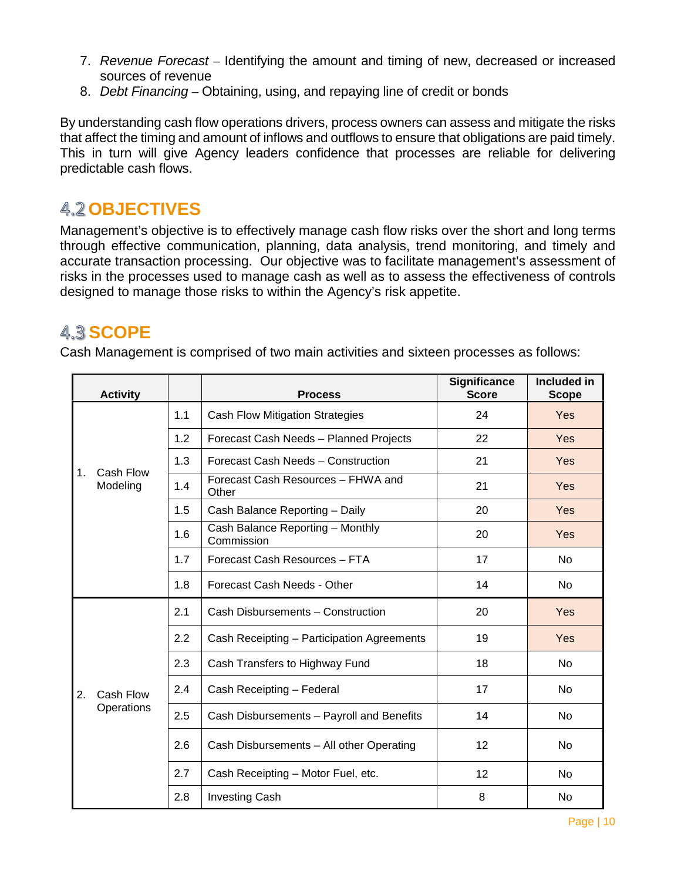7. *Revenue Forecast* – Identifying the amount and timing of new, decreased or increased sources of revenue
8. *Debt Financing* – Obtaining, using, and repaying line of credit or bonds

By understanding cash flow operations drivers, process owners can assess and mitigate the risks that affect the timing and amount of inflows and outflows to ensure that obligations are paid timely. This in turn will give Agency leaders confidence that processes are reliable for delivering predictable cash flows.

## 4.2 OBJECTIVES

Management's objective is to effectively manage cash flow risks over the short and long terms through effective communication, planning, data analysis, trend monitoring, and timely and accurate transaction processing. Our objective was to facilitate management's assessment of risks in the processes used to manage cash as well as to assess the effectiveness of controls designed to manage those risks to within the Agency's risk appetite.

## 4.3 SCOPE

Cash Management is comprised of two main activities and sixteen processes as follows:

| Activity | | Process | Significance Score | Included in Scope |
|---|---|---|---|---|
| 1. Cash Flow Modeling | 1.1 | Cash Flow Mitigation Strategies | 24 | Yes |
| | 1.2 | Forecast Cash Needs – Planned Projects | 22 | Yes |
| | 1.3 | Forecast Cash Needs – Construction | 21 | Yes |
| | 1.4 | Forecast Cash Resources – FHWA and Other | 21 | Yes |
| | 1.5 | Cash Balance Reporting – Daily | 20 | Yes |
| | 1.6 | Cash Balance Reporting – Monthly Commission | 20 | Yes |
| | 1.7 | Forecast Cash Resources – FTA | 17 | No |
| | 1.8 | Forecast Cash Needs - Other | 14 | No |
| 2. Cash Flow Operations | 2.1 | Cash Disbursements – Construction | 20 | Yes |
| | 2.2 | Cash Receipting – Participation Agreements | 19 | Yes |
| | 2.3 | Cash Transfers to Highway Fund | 18 | No |
| | 2.4 | Cash Receipting – Federal | 17 | No |
| | 2.5 | Cash Disbursements – Payroll and Benefits | 14 | No |
| | 2.6 | Cash Disbursements – All other Operating | 12 | No |
| | 2.7 | Cash Receipting – Motor Fuel, etc. | 12 | No |
| | 2.8 | Investing Cash | 8 | No |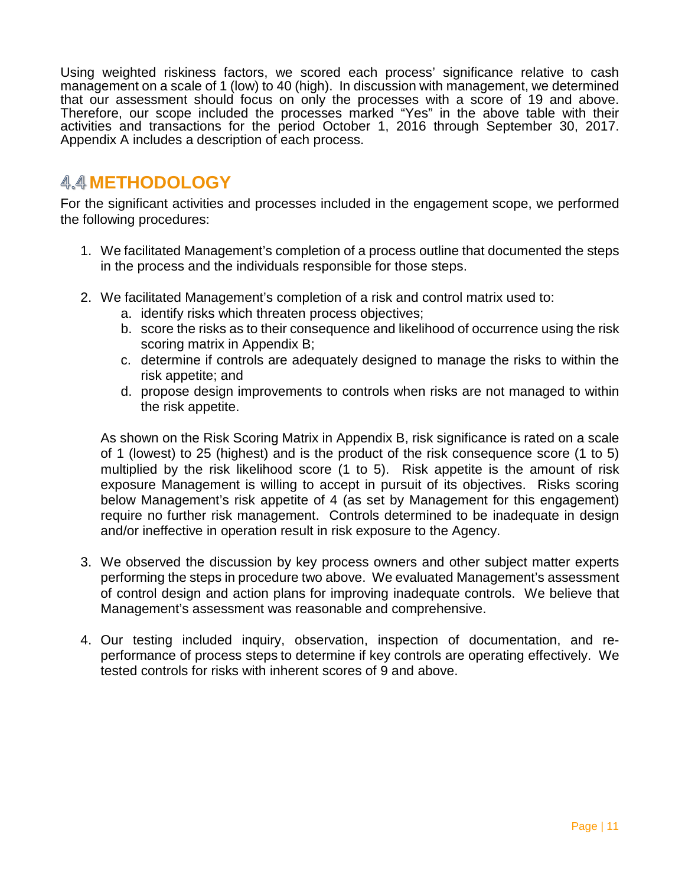Using weighted riskiness factors, we scored each process' significance relative to cash management on a scale of 1 (low) to 40 (high). In discussion with management, we determined that our assessment should focus on only the processes with a score of 19 and above. Therefore, our scope included the processes marked "Yes" in the above table with their activities and transactions for the period October 1, 2016 through September 30, 2017. Appendix A includes a description of each process.

## 4.4 METHODOLOGY

For the significant activities and processes included in the engagement scope, we performed the following procedures:

1. We facilitated Management's completion of a process outline that documented the steps in the process and the individuals responsible for those steps.

2. We facilitated Management's completion of a risk and control matrix used to:
   a. identify risks which threaten process objectives;
   b. score the risks as to their consequence and likelihood of occurrence using the risk scoring matrix in Appendix B;
   c. determine if controls are adequately designed to manage the risks to within the risk appetite; and
   d. propose design improvements to controls when risks are not managed to within the risk appetite.

   As shown on the Risk Scoring Matrix in Appendix B, risk significance is rated on a scale of 1 (lowest) to 25 (highest) and is the product of the risk consequence score (1 to 5) multiplied by the risk likelihood score (1 to 5). Risk appetite is the amount of risk exposure Management is willing to accept in pursuit of its objectives. Risks scoring below Management's risk appetite of 4 (as set by Management for this engagement) require no further risk management. Controls determined to be inadequate in design and/or ineffective in operation result in risk exposure to the Agency.

3. We observed the discussion by key process owners and other subject matter experts performing the steps in procedure two above. We evaluated Management's assessment of control design and action plans for improving inadequate controls. We believe that Management's assessment was reasonable and comprehensive.

4. Our testing included inquiry, observation, inspection of documentation, and re-performance of process steps to determine if key controls are operating effectively. We tested controls for risks with inherent scores of 9 and above.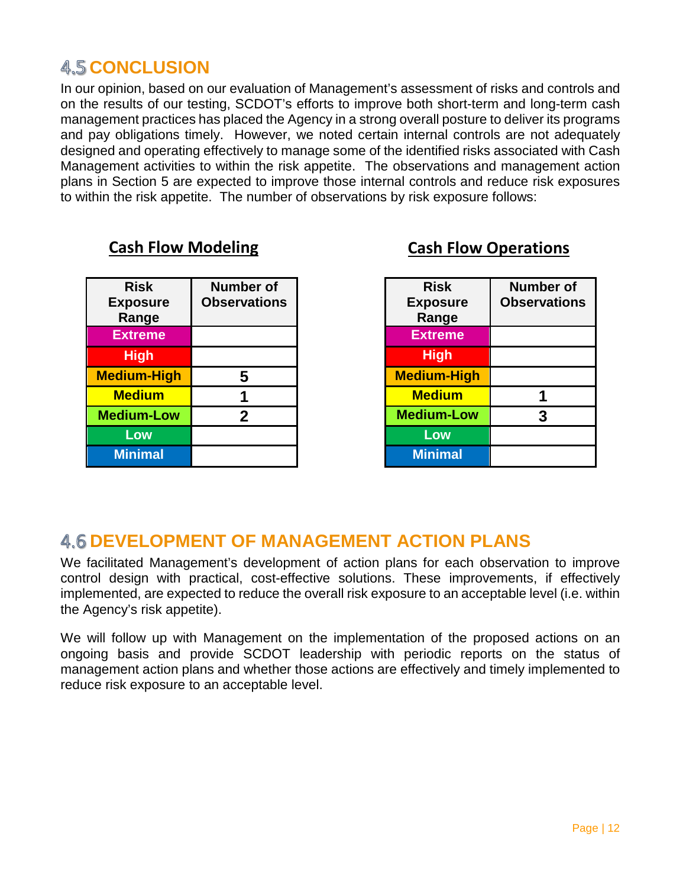## 4.5 CONCLUSION

In our opinion, based on our evaluation of Management's assessment of risks and controls and on the results of our testing, SCDOT's efforts to improve both short-term and long-term cash management practices has placed the Agency in a strong overall posture to deliver its programs and pay obligations timely. However, we noted certain internal controls are not adequately designed and operating effectively to manage some of the identified risks associated with Cash Management activities to within the risk appetite. The observations and management action plans in Section 5 are expected to improve those internal controls and reduce risk exposures to within the risk appetite. The number of observations by risk exposure follows:

**Cash Flow Modeling**

| Risk Exposure Range | Number of Observations |
|---|---|
| Extreme | |
| High | |
| Medium-High | 5 |
| Medium | 1 |
| Medium-Low | 2 |
| Low | |
| Minimal | |

**Cash Flow Operations**

| Risk Exposure Range | Number of Observations |
|---|---|
| Extreme | |
| High | |
| Medium-High | |
| Medium | 1 |
| Medium-Low | 3 |
| Low | |
| Minimal | |

## 4.6 DEVELOPMENT OF MANAGEMENT ACTION PLANS

We facilitated Management's development of action plans for each observation to improve control design with practical, cost-effective solutions. These improvements, if effectively implemented, are expected to reduce the overall risk exposure to an acceptable level (i.e. within the Agency's risk appetite).

We will follow up with Management on the implementation of the proposed actions on an ongoing basis and provide SCDOT leadership with periodic reports on the status of management action plans and whether those actions are effectively and timely implemented to reduce risk exposure to an acceptable level.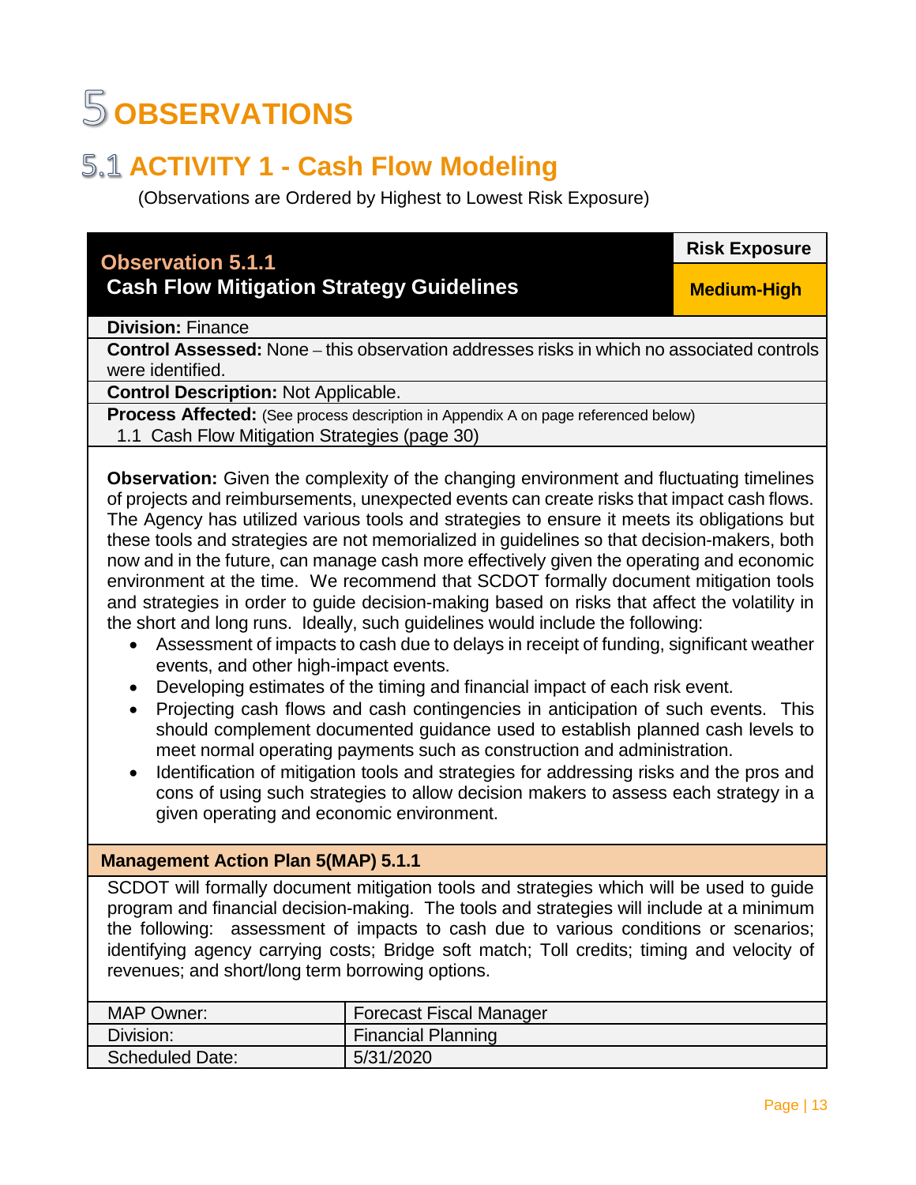# 5 OBSERVATIONS

## 5.1 ACTIVITY 1 - Cash Flow Modeling

(Observations are Ordered by Highest to Lowest Risk Exposure)

### Observation 5.1.1 Cash Flow Mitigation Strategy Guidelines

**Risk Exposure:** Medium-High

**Division:** Finance

**Control Assessed:** None – this observation addresses risks in which no associated controls were identified.

**Control Description:** Not Applicable.

**Process Affected:** (See process description in Appendix A on page referenced below)
1.1 Cash Flow Mitigation Strategies (page 30)

**Observation:** Given the complexity of the changing environment and fluctuating timelines of projects and reimbursements, unexpected events can create risks that impact cash flows. The Agency has utilized various tools and strategies to ensure it meets its obligations but these tools and strategies are not memorialized in guidelines so that decision-makers, both now and in the future, can manage cash more effectively given the operating and economic environment at the time. We recommend that SCDOT formally document mitigation tools and strategies in order to guide decision-making based on risks that affect the volatility in the short and long runs. Ideally, such guidelines would include the following:

- Assessment of impacts to cash due to delays in receipt of funding, significant weather events, and other high-impact events.
- Developing estimates of the timing and financial impact of each risk event.
- Projecting cash flows and cash contingencies in anticipation of such events. This should complement documented guidance used to establish planned cash levels to meet normal operating payments such as construction and administration.
- Identification of mitigation tools and strategies for addressing risks and the pros and cons of using such strategies to allow decision makers to assess each strategy in a given operating and economic environment.

**Management Action Plan 5(MAP) 5.1.1**

SCDOT will formally document mitigation tools and strategies which will be used to guide program and financial decision-making. The tools and strategies will include at a minimum the following: assessment of impacts to cash due to various conditions or scenarios; identifying agency carrying costs; Bridge soft match; Toll credits; timing and velocity of revenues; and short/long term borrowing options.

| MAP Owner: | Forecast Fiscal Manager |
|---|---|
| Division: | Financial Planning |
| Scheduled Date: | 5/31/2020 |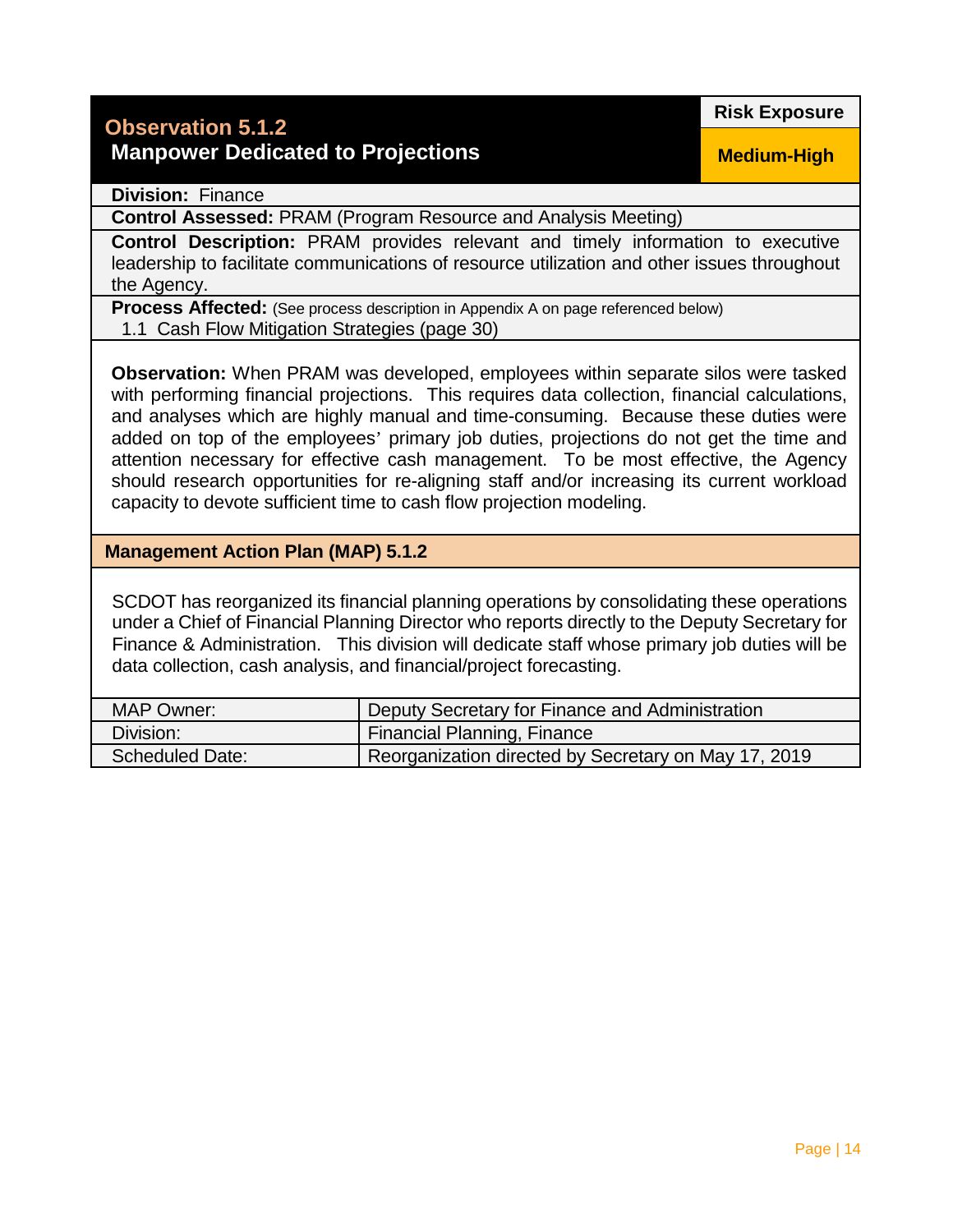## Observation 5.1.2
### Manpower Dedicated to Projections

| Risk Exposure |
| --- |
| Medium-High |

**Division:** Finance

**Control Assessed:** PRAM (Program Resource and Analysis Meeting)

**Control Description:** PRAM provides relevant and timely information to executive leadership to facilitate communications of resource utilization and other issues throughout the Agency.

**Process Affected:** (See process description in Appendix A on page referenced below)
1.1 Cash Flow Mitigation Strategies (page 30)

**Observation:** When PRAM was developed, employees within separate silos were tasked with performing financial projections. This requires data collection, financial calculations, and analyses which are highly manual and time-consuming. Because these duties were added on top of the employees' primary job duties, projections do not get the time and attention necessary for effective cash management. To be most effective, the Agency should research opportunities for re-aligning staff and/or increasing its current workload capacity to devote sufficient time to cash flow projection modeling.

### Management Action Plan (MAP) 5.1.2

SCDOT has reorganized its financial planning operations by consolidating these operations under a Chief of Financial Planning Director who reports directly to the Deputy Secretary for Finance & Administration. This division will dedicate staff whose primary job duties will be data collection, cash analysis, and financial/project forecasting.

| | |
| --- | --- |
| MAP Owner: | Deputy Secretary for Finance and Administration |
| Division: | Financial Planning, Finance |
| Scheduled Date: | Reorganization directed by Secretary on May 17, 2019 |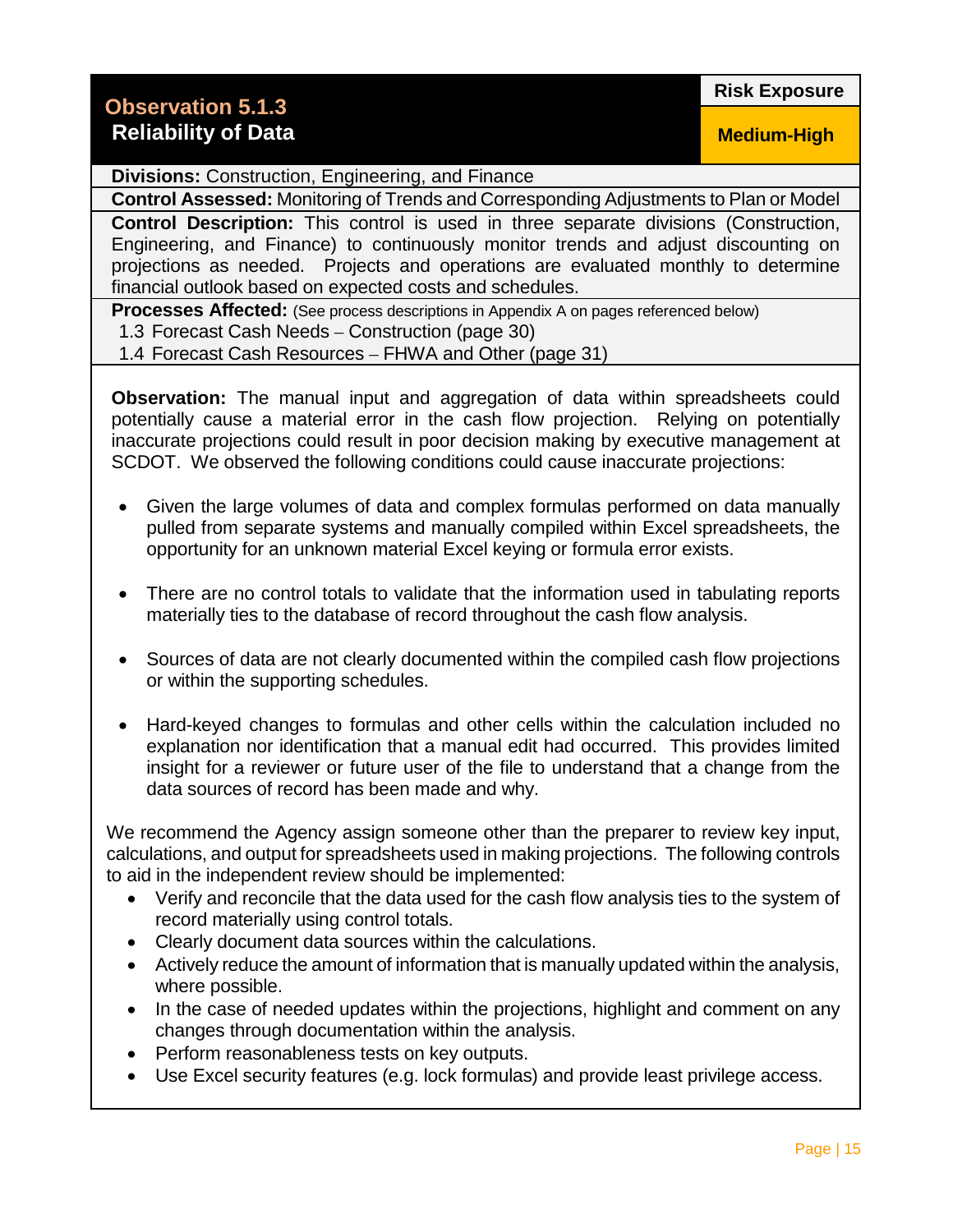## Observation 5.1.3
## Reliability of Data

**Risk Exposure:** Medium-High

**Divisions:** Construction, Engineering, and Finance

**Control Assessed:** Monitoring of Trends and Corresponding Adjustments to Plan or Model

**Control Description:** This control is used in three separate divisions (Construction, Engineering, and Finance) to continuously monitor trends and adjust discounting on projections as needed. Projects and operations are evaluated monthly to determine financial outlook based on expected costs and schedules.

**Processes Affected:** (See process descriptions in Appendix A on pages referenced below)

1.3 Forecast Cash Needs – Construction (page 30)
1.4 Forecast Cash Resources – FHWA and Other (page 31)

**Observation:** The manual input and aggregation of data within spreadsheets could potentially cause a material error in the cash flow projection. Relying on potentially inaccurate projections could result in poor decision making by executive management at SCDOT. We observed the following conditions could cause inaccurate projections:

- Given the large volumes of data and complex formulas performed on data manually pulled from separate systems and manually compiled within Excel spreadsheets, the opportunity for an unknown material Excel keying or formula error exists.
- There are no control totals to validate that the information used in tabulating reports materially ties to the database of record throughout the cash flow analysis.
- Sources of data are not clearly documented within the compiled cash flow projections or within the supporting schedules.
- Hard-keyed changes to formulas and other cells within the calculation included no explanation nor identification that a manual edit had occurred. This provides limited insight for a reviewer or future user of the file to understand that a change from the data sources of record has been made and why.

We recommend the Agency assign someone other than the preparer to review key input, calculations, and output for spreadsheets used in making projections. The following controls to aid in the independent review should be implemented:

- Verify and reconcile that the data used for the cash flow analysis ties to the system of record materially using control totals.
- Clearly document data sources within the calculations.
- Actively reduce the amount of information that is manually updated within the analysis, where possible.
- In the case of needed updates within the projections, highlight and comment on any changes through documentation within the analysis.
- Perform reasonableness tests on key outputs.
- Use Excel security features (e.g. lock formulas) and provide least privilege access.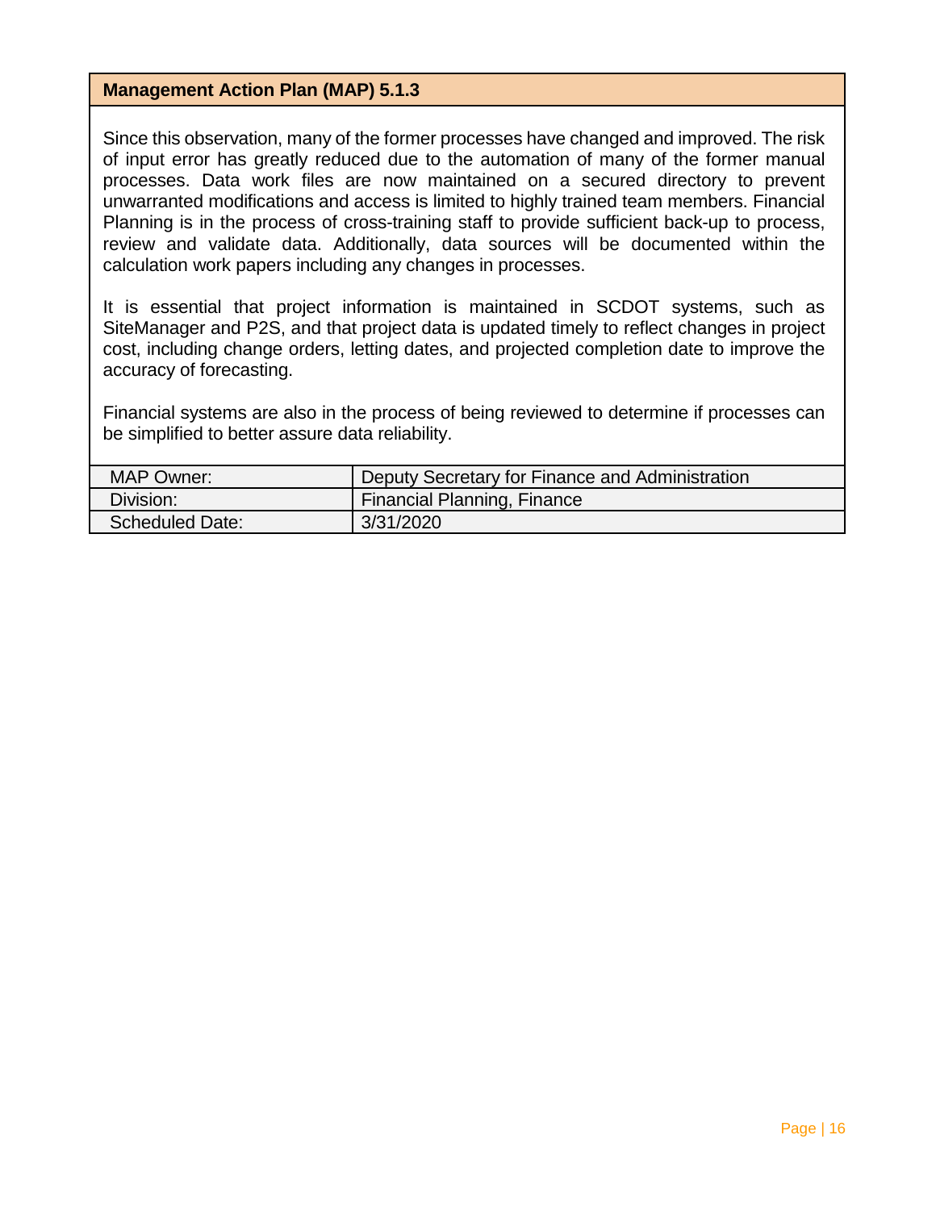**Management Action Plan (MAP) 5.1.3**

Since this observation, many of the former processes have changed and improved. The risk of input error has greatly reduced due to the automation of many of the former manual processes. Data work files are now maintained on a secured directory to prevent unwarranted modifications and access is limited to highly trained team members. Financial Planning is in the process of cross-training staff to provide sufficient back-up to process, review and validate data. Additionally, data sources will be documented within the calculation work papers including any changes in processes.

It is essential that project information is maintained in SCDOT systems, such as SiteManager and P2S, and that project data is updated timely to reflect changes in project cost, including change orders, letting dates, and projected completion date to improve the accuracy of forecasting.

Financial systems are also in the process of being reviewed to determine if processes can be simplified to better assure data reliability.

| | |
|---|---|
| MAP Owner: | Deputy Secretary for Finance and Administration |
| Division: | Financial Planning, Finance |
| Scheduled Date: | 3/31/2020 |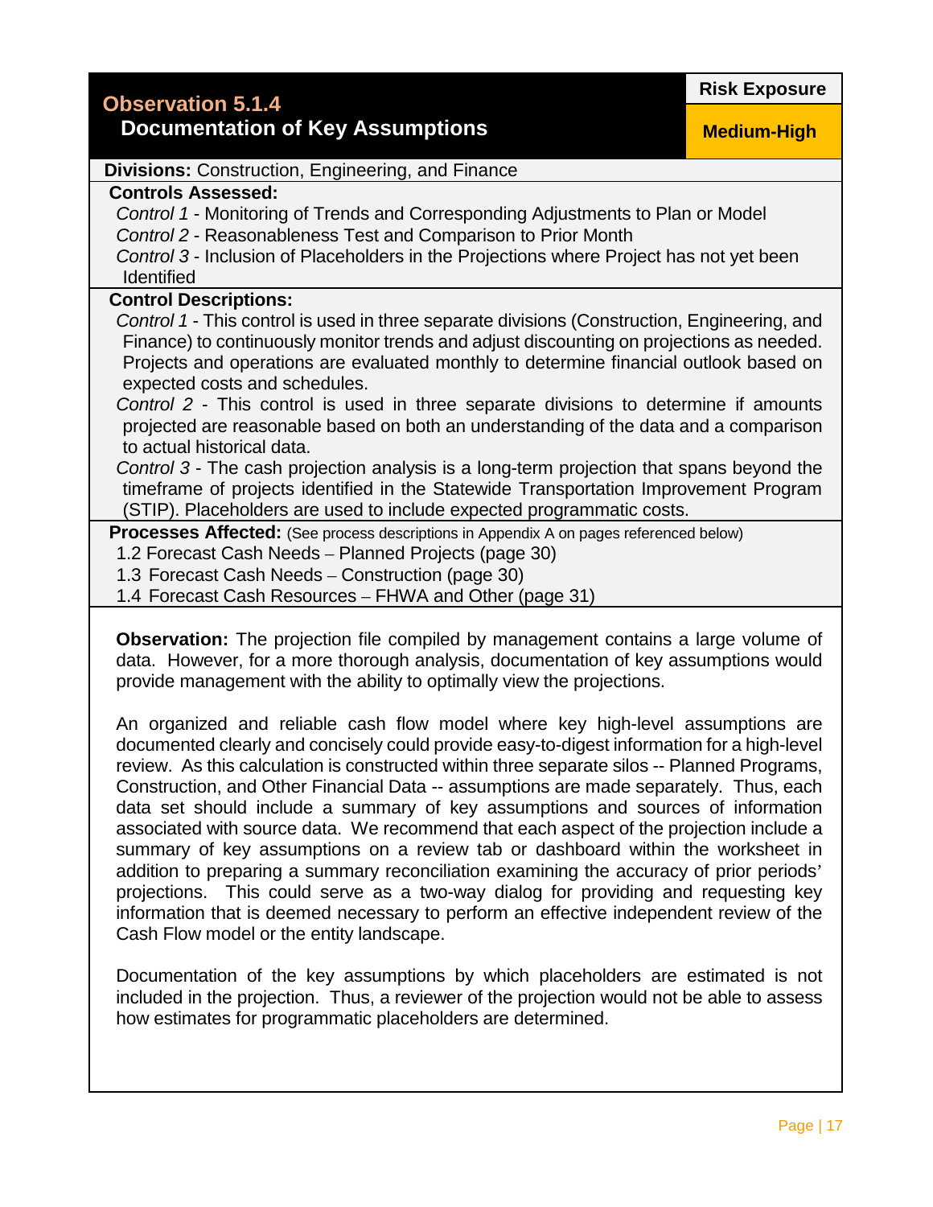## Observation 5.1.4
### Documentation of Key Assumptions

**Risk Exposure:** Medium-High

**Divisions:** Construction, Engineering, and Finance

**Controls Assessed:**

*Control 1* - Monitoring of Trends and Corresponding Adjustments to Plan or Model
*Control 2* - Reasonableness Test and Comparison to Prior Month
*Control 3* - Inclusion of Placeholders in the Projections where Project has not yet been Identified

**Control Descriptions:**

*Control 1* - This control is used in three separate divisions (Construction, Engineering, and Finance) to continuously monitor trends and adjust discounting on projections as needed. Projects and operations are evaluated monthly to determine financial outlook based on expected costs and schedules.
*Control 2* - This control is used in three separate divisions to determine if amounts projected are reasonable based on both an understanding of the data and a comparison to actual historical data.
*Control 3* - The cash projection analysis is a long-term projection that spans beyond the timeframe of projects identified in the Statewide Transportation Improvement Program (STIP). Placeholders are used to include expected programmatic costs.

**Processes Affected:** (See process descriptions in Appendix A on pages referenced below)

1.2 Forecast Cash Needs – Planned Projects (page 30)
1.3 Forecast Cash Needs – Construction (page 30)
1.4 Forecast Cash Resources – FHWA and Other (page 31)

**Observation:** The projection file compiled by management contains a large volume of data. However, for a more thorough analysis, documentation of key assumptions would provide management with the ability to optimally view the projections.

An organized and reliable cash flow model where key high-level assumptions are documented clearly and concisely could provide easy-to-digest information for a high-level review. As this calculation is constructed within three separate silos -- Planned Programs, Construction, and Other Financial Data -- assumptions are made separately. Thus, each data set should include a summary of key assumptions and sources of information associated with source data. We recommend that each aspect of the projection include a summary of key assumptions on a review tab or dashboard within the worksheet in addition to preparing a summary reconciliation examining the accuracy of prior periods' projections. This could serve as a two-way dialog for providing and requesting key information that is deemed necessary to perform an effective independent review of the Cash Flow model or the entity landscape.

Documentation of the key assumptions by which placeholders are estimated is not included in the projection. Thus, a reviewer of the projection would not be able to assess how estimates for programmatic placeholders are determined.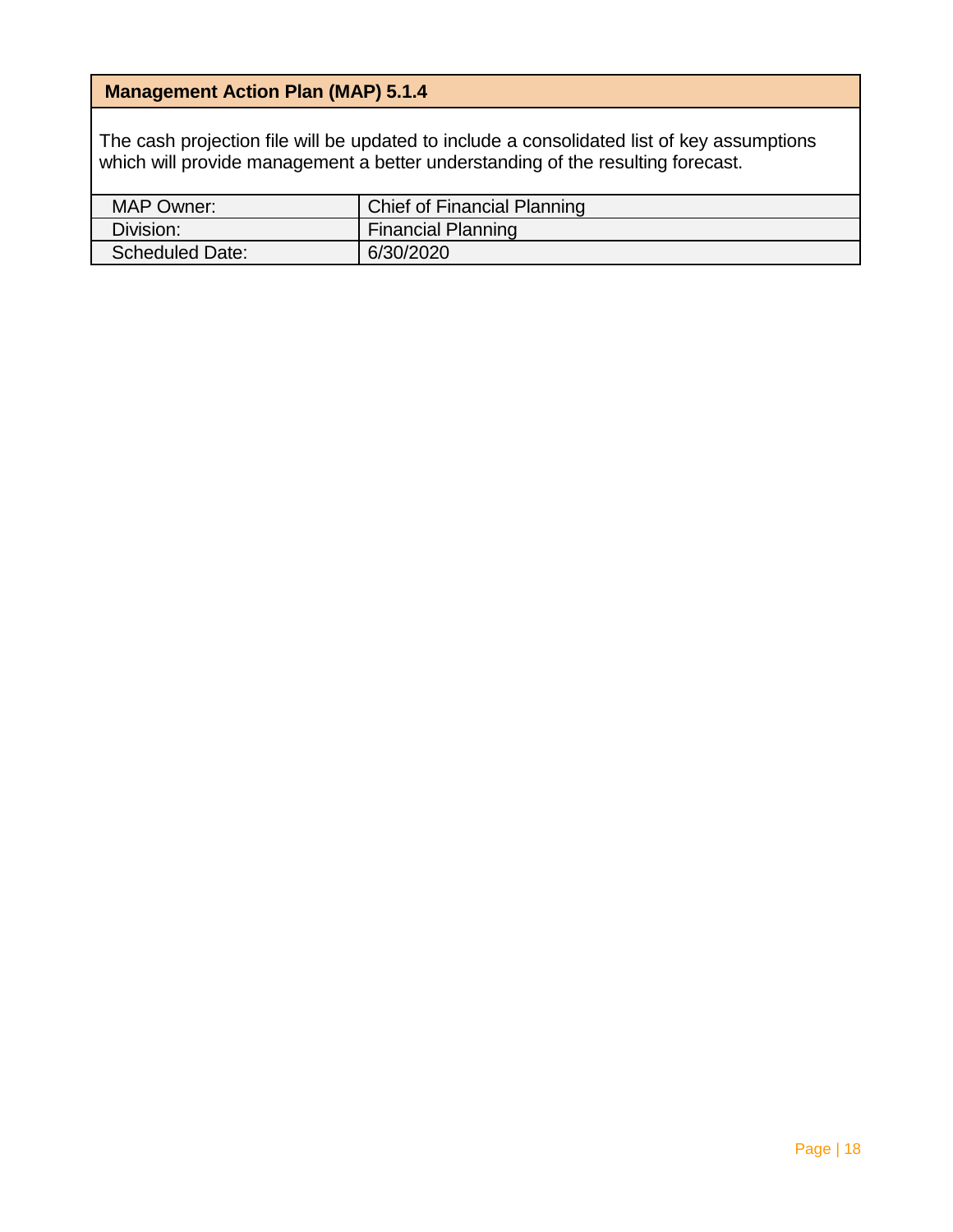**Management Action Plan (MAP) 5.1.4**

The cash projection file will be updated to include a consolidated list of key assumptions which will provide management a better understanding of the resulting forecast.

| | |
|---|---|
| MAP Owner: | Chief of Financial Planning |
| Division: | Financial Planning |
| Scheduled Date: | 6/30/2020 |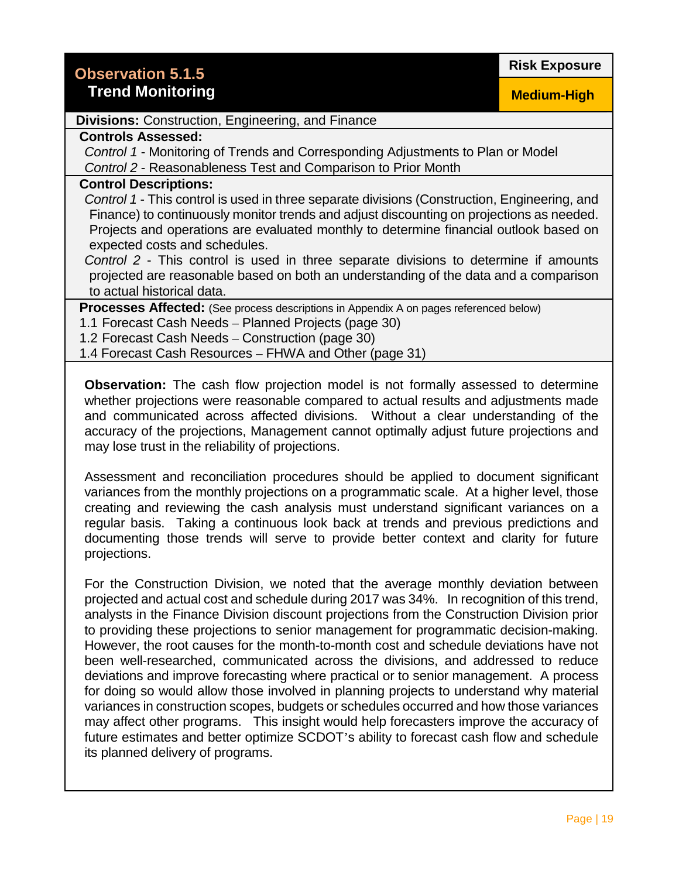## Observation 5.1.5
## Trend Monitoring

**Risk Exposure:** **Medium-High**

**Divisions:** Construction, Engineering, and Finance

**Controls Assessed:**

*Control 1* - Monitoring of Trends and Corresponding Adjustments to Plan or Model
*Control 2* - Reasonableness Test and Comparison to Prior Month

**Control Descriptions:**

*Control 1* - This control is used in three separate divisions (Construction, Engineering, and Finance) to continuously monitor trends and adjust discounting on projections as needed. Projects and operations are evaluated monthly to determine financial outlook based on expected costs and schedules.

*Control 2* - This control is used in three separate divisions to determine if amounts projected are reasonable based on both an understanding of the data and a comparison to actual historical data.

**Processes Affected:** (See process descriptions in Appendix A on pages referenced below)

1.1 Forecast Cash Needs – Planned Projects (page 30)
1.2 Forecast Cash Needs – Construction (page 30)
1.4 Forecast Cash Resources – FHWA and Other (page 31)

**Observation:** The cash flow projection model is not formally assessed to determine whether projections were reasonable compared to actual results and adjustments made and communicated across affected divisions. Without a clear understanding of the accuracy of the projections, Management cannot optimally adjust future projections and may lose trust in the reliability of projections.

Assessment and reconciliation procedures should be applied to document significant variances from the monthly projections on a programmatic scale. At a higher level, those creating and reviewing the cash analysis must understand significant variances on a regular basis. Taking a continuous look back at trends and previous predictions and documenting those trends will serve to provide better context and clarity for future projections.

For the Construction Division, we noted that the average monthly deviation between projected and actual cost and schedule during 2017 was 34%. In recognition of this trend, analysts in the Finance Division discount projections from the Construction Division prior to providing these projections to senior management for programmatic decision-making. However, the root causes for the month-to-month cost and schedule deviations have not been well-researched, communicated across the divisions, and addressed to reduce deviations and improve forecasting where practical or to senior management. A process for doing so would allow those involved in planning projects to understand why material variances in construction scopes, budgets or schedules occurred and how those variances may affect other programs. This insight would help forecasters improve the accuracy of future estimates and better optimize SCDOT's ability to forecast cash flow and schedule its planned delivery of programs.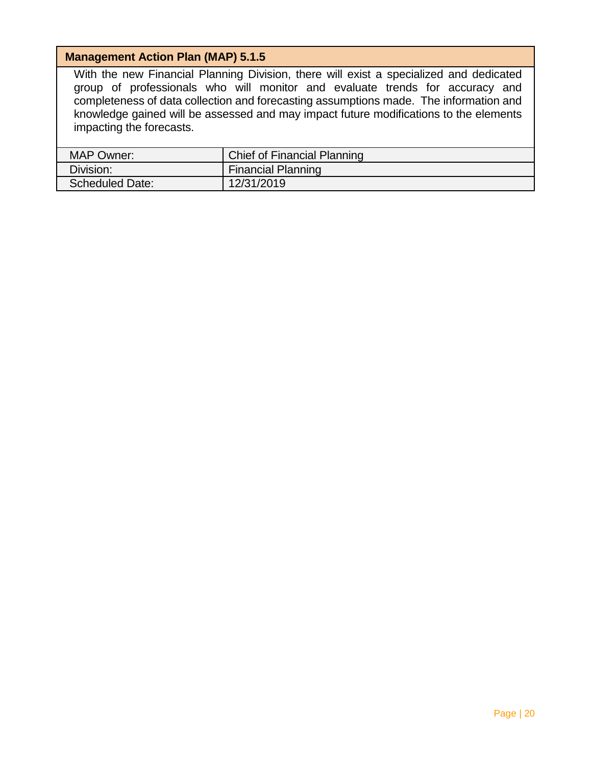### Management Action Plan (MAP) 5.1.5

With the new Financial Planning Division, there will exist a specialized and dedicated group of professionals who will monitor and evaluate trends for accuracy and completeness of data collection and forecasting assumptions made. The information and knowledge gained will be assessed and may impact future modifications to the elements impacting the forecasts.

| | |
|---|---|
| MAP Owner: | Chief of Financial Planning |
| Division: | Financial Planning |
| Scheduled Date: | 12/31/2019 |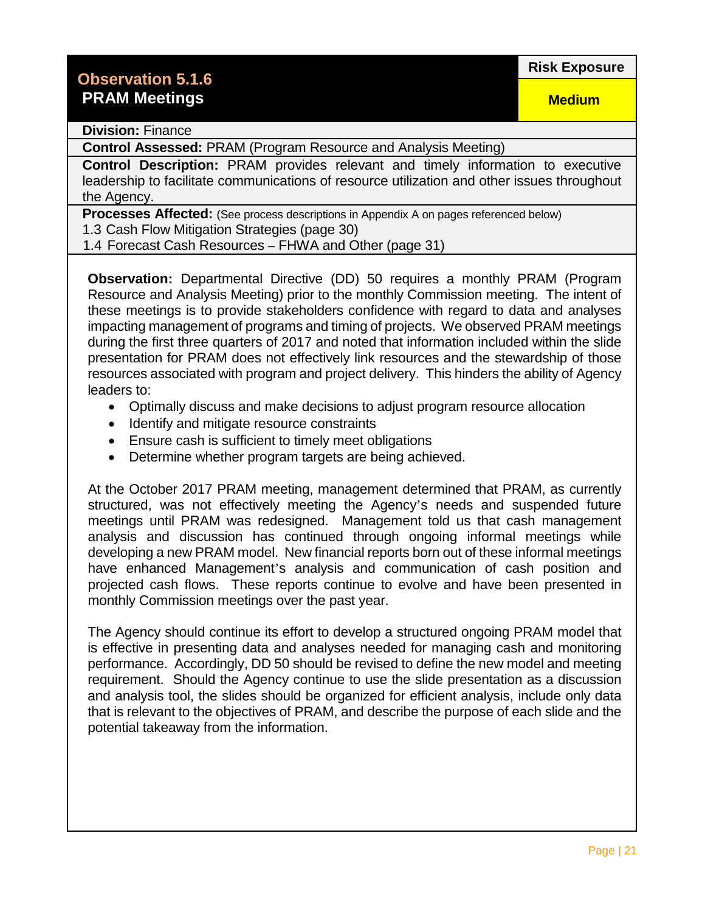## Observation 5.1.6
## PRAM Meetings

**Risk Exposure:** Medium

**Division:** Finance

**Control Assessed:** PRAM (Program Resource and Analysis Meeting)

**Control Description:** PRAM provides relevant and timely information to executive leadership to facilitate communications of resource utilization and other issues throughout the Agency.

**Processes Affected:** (See process descriptions in Appendix A on pages referenced below)
1.3 Cash Flow Mitigation Strategies (page 30)
1.4 Forecast Cash Resources – FHWA and Other (page 31)

**Observation:** Departmental Directive (DD) 50 requires a monthly PRAM (Program Resource and Analysis Meeting) prior to the monthly Commission meeting. The intent of these meetings is to provide stakeholders confidence with regard to data and analyses impacting management of programs and timing of projects. We observed PRAM meetings during the first three quarters of 2017 and noted that information included within the slide presentation for PRAM does not effectively link resources and the stewardship of those resources associated with program and project delivery. This hinders the ability of Agency leaders to:

- Optimally discuss and make decisions to adjust program resource allocation
- Identify and mitigate resource constraints
- Ensure cash is sufficient to timely meet obligations
- Determine whether program targets are being achieved.

At the October 2017 PRAM meeting, management determined that PRAM, as currently structured, was not effectively meeting the Agency's needs and suspended future meetings until PRAM was redesigned. Management told us that cash management analysis and discussion has continued through ongoing informal meetings while developing a new PRAM model. New financial reports born out of these informal meetings have enhanced Management's analysis and communication of cash position and projected cash flows. These reports continue to evolve and have been presented in monthly Commission meetings over the past year.

The Agency should continue its effort to develop a structured ongoing PRAM model that is effective in presenting data and analyses needed for managing cash and monitoring performance. Accordingly, DD 50 should be revised to define the new model and meeting requirement. Should the Agency continue to use the slide presentation as a discussion and analysis tool, the slides should be organized for efficient analysis, include only data that is relevant to the objectives of PRAM, and describe the purpose of each slide and the potential takeaway from the information.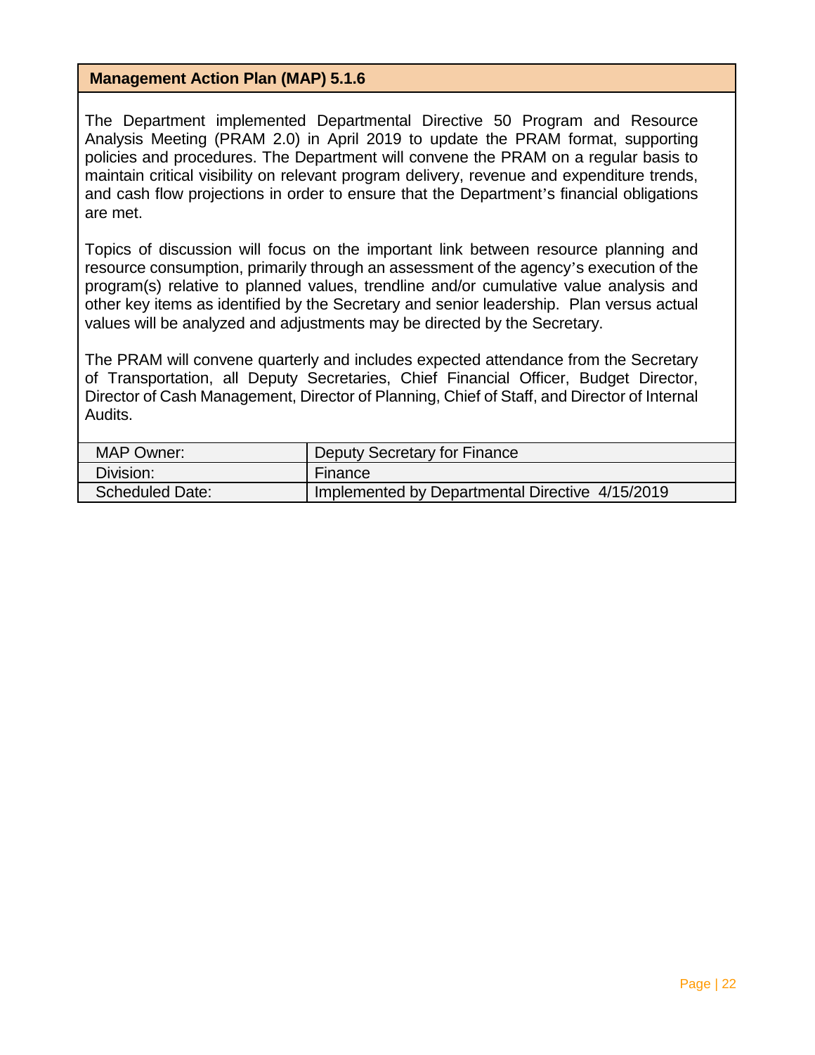## Management Action Plan (MAP) 5.1.6

The Department implemented Departmental Directive 50 Program and Resource Analysis Meeting (PRAM 2.0) in April 2019 to update the PRAM format, supporting policies and procedures. The Department will convene the PRAM on a regular basis to maintain critical visibility on relevant program delivery, revenue and expenditure trends, and cash flow projections in order to ensure that the Department's financial obligations are met.

Topics of discussion will focus on the important link between resource planning and resource consumption, primarily through an assessment of the agency's execution of the program(s) relative to planned values, trendline and/or cumulative value analysis and other key items as identified by the Secretary and senior leadership. Plan versus actual values will be analyzed and adjustments may be directed by the Secretary.

The PRAM will convene quarterly and includes expected attendance from the Secretary of Transportation, all Deputy Secretaries, Chief Financial Officer, Budget Director, Director of Cash Management, Director of Planning, Chief of Staff, and Director of Internal Audits.

| | |
|---|---|
| MAP Owner: | Deputy Secretary for Finance |
| Division: | Finance |
| Scheduled Date: | Implemented by Departmental Directive 4/15/2019 |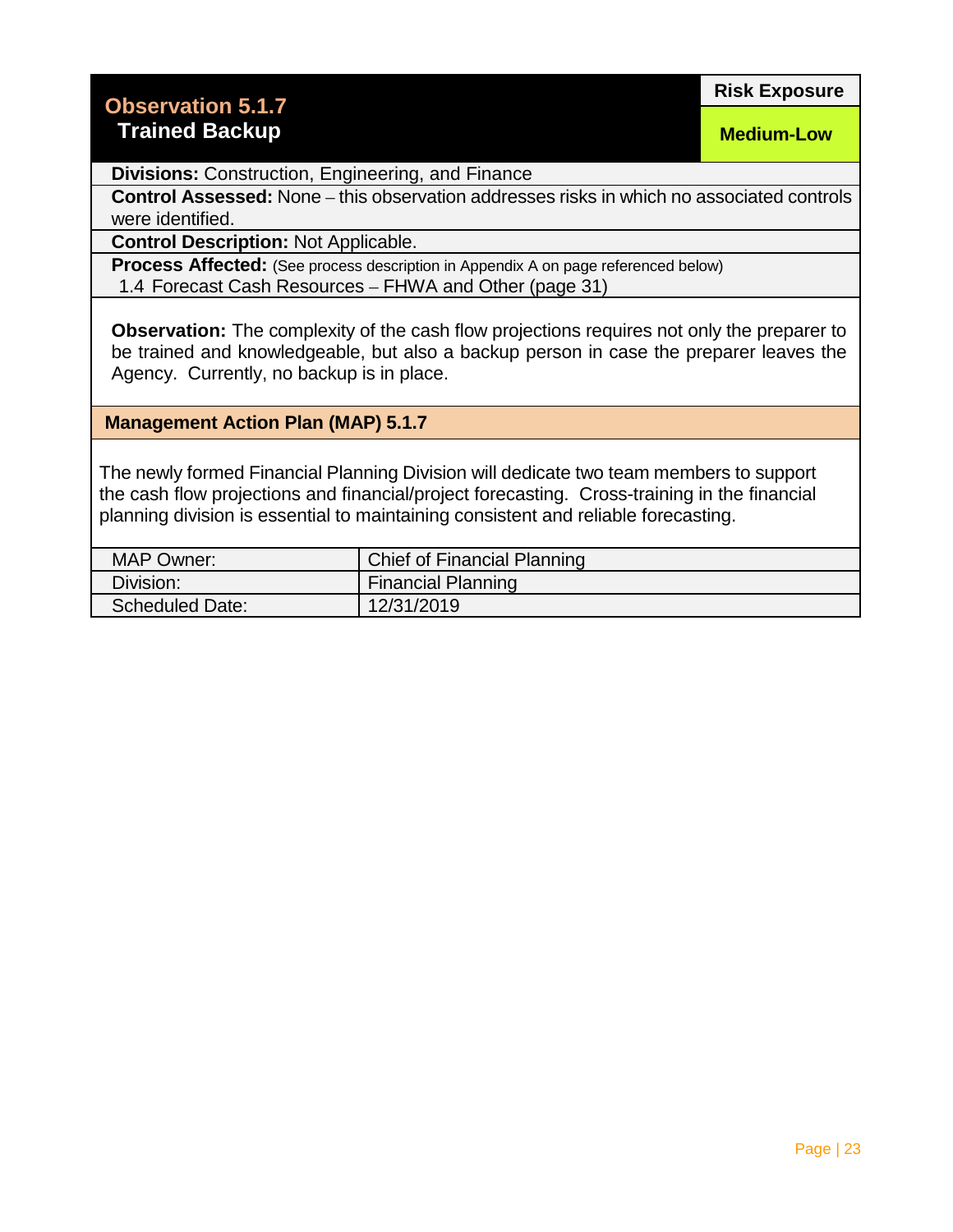## Observation 5.1.7
### Trained Backup

| Risk Exposure |
|---|
| Medium-Low |

**Divisions:** Construction, Engineering, and Finance

**Control Assessed:** None – this observation addresses risks in which no associated controls were identified.

**Control Description:** Not Applicable.

**Process Affected:** (See process description in Appendix A on page referenced below)
1.4 Forecast Cash Resources – FHWA and Other (page 31)

**Observation:** The complexity of the cash flow projections requires not only the preparer to be trained and knowledgeable, but also a backup person in case the preparer leaves the Agency. Currently, no backup is in place.

### Management Action Plan (MAP) 5.1.7

The newly formed Financial Planning Division will dedicate two team members to support the cash flow projections and financial/project forecasting. Cross-training in the financial planning division is essential to maintaining consistent and reliable forecasting.

| | |
|---|---|
| MAP Owner: | Chief of Financial Planning |
| Division: | Financial Planning |
| Scheduled Date: | 12/31/2019 |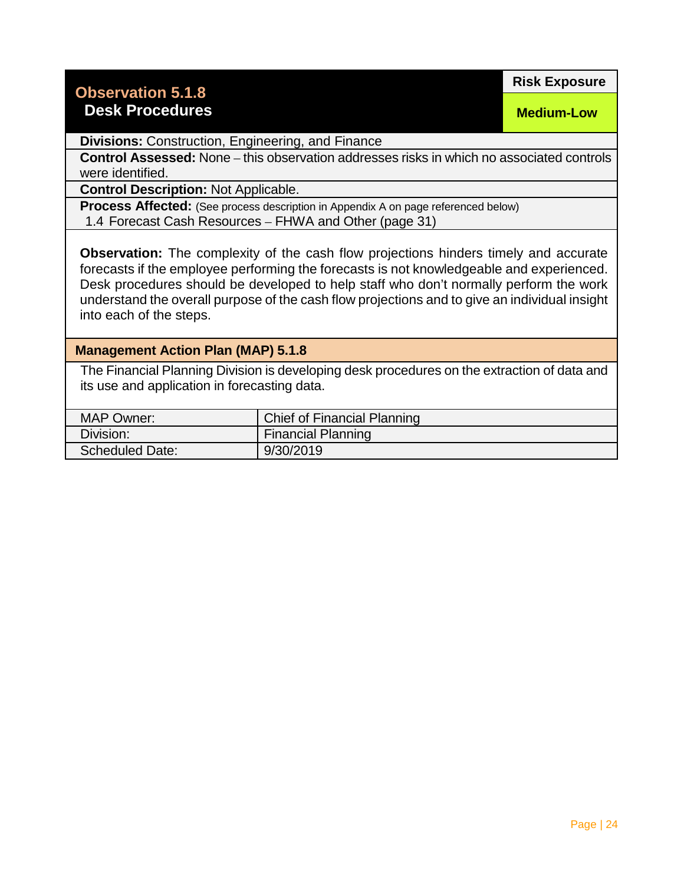## Observation 5.1.8
### Desk Procedures

| Risk Exposure |
| --- |
| Medium-Low |

**Divisions:** Construction, Engineering, and Finance

**Control Assessed:** None – this observation addresses risks in which no associated controls were identified.

**Control Description:** Not Applicable.

**Process Affected:** (See process description in Appendix A on page referenced below)
1.4 Forecast Cash Resources – FHWA and Other (page 31)

**Observation:** The complexity of the cash flow projections hinders timely and accurate forecasts if the employee performing the forecasts is not knowledgeable and experienced. Desk procedures should be developed to help staff who don't normally perform the work understand the overall purpose of the cash flow projections and to give an individual insight into each of the steps.

**Management Action Plan (MAP) 5.1.8**

The Financial Planning Division is developing desk procedures on the extraction of data and its use and application in forecasting data.

| | |
| --- | --- |
| MAP Owner: | Chief of Financial Planning |
| Division: | Financial Planning |
| Scheduled Date: | 9/30/2019 |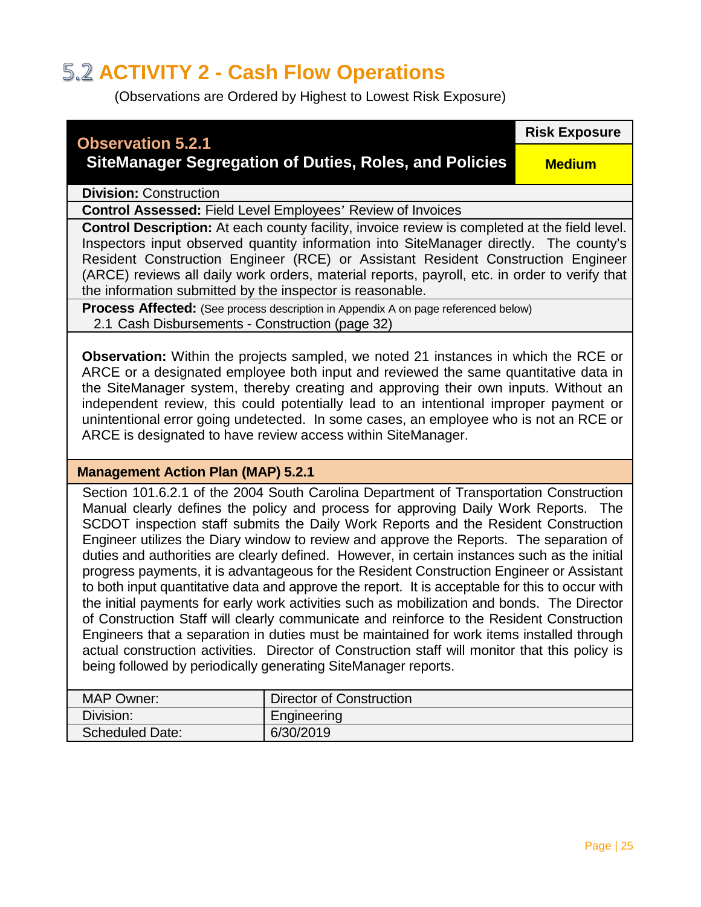## 5.2 ACTIVITY 2 - Cash Flow Operations

(Observations are Ordered by Highest to Lowest Risk Exposure)

| **Observation 5.2.1** **SiteManager Segregation of Duties, Roles, and Policies** | **Risk Exposure:** Medium |
|---|---|

**Division:** Construction

**Control Assessed:** Field Level Employees' Review of Invoices

**Control Description:** At each county facility, invoice review is completed at the field level. Inspectors input observed quantity information into SiteManager directly. The county's Resident Construction Engineer (RCE) or Assistant Resident Construction Engineer (ARCE) reviews all daily work orders, material reports, payroll, etc. in order to verify that the information submitted by the inspector is reasonable.

**Process Affected:** (See process description in Appendix A on page referenced below)
2.1 Cash Disbursements - Construction (page 32)

**Observation:** Within the projects sampled, we noted 21 instances in which the RCE or ARCE or a designated employee both input and reviewed the same quantitative data in the SiteManager system, thereby creating and approving their own inputs. Without an independent review, this could potentially lead to an intentional improper payment or unintentional error going undetected. In some cases, an employee who is not an RCE or ARCE is designated to have review access within SiteManager.

**Management Action Plan (MAP) 5.2.1**

Section 101.6.2.1 of the 2004 South Carolina Department of Transportation Construction Manual clearly defines the policy and process for approving Daily Work Reports. The SCDOT inspection staff submits the Daily Work Reports and the Resident Construction Engineer utilizes the Diary window to review and approve the Reports. The separation of duties and authorities are clearly defined. However, in certain instances such as the initial progress payments, it is advantageous for the Resident Construction Engineer or Assistant to both input quantitative data and approve the report. It is acceptable for this to occur with the initial payments for early work activities such as mobilization and bonds. The Director of Construction Staff will clearly communicate and reinforce to the Resident Construction Engineers that a separation in duties must be maintained for work items installed through actual construction activities. Director of Construction staff will monitor that this policy is being followed by periodically generating SiteManager reports.

| MAP Owner: | Director of Construction |
|---|---|
| Division: | Engineering |
| Scheduled Date: | 6/30/2019 |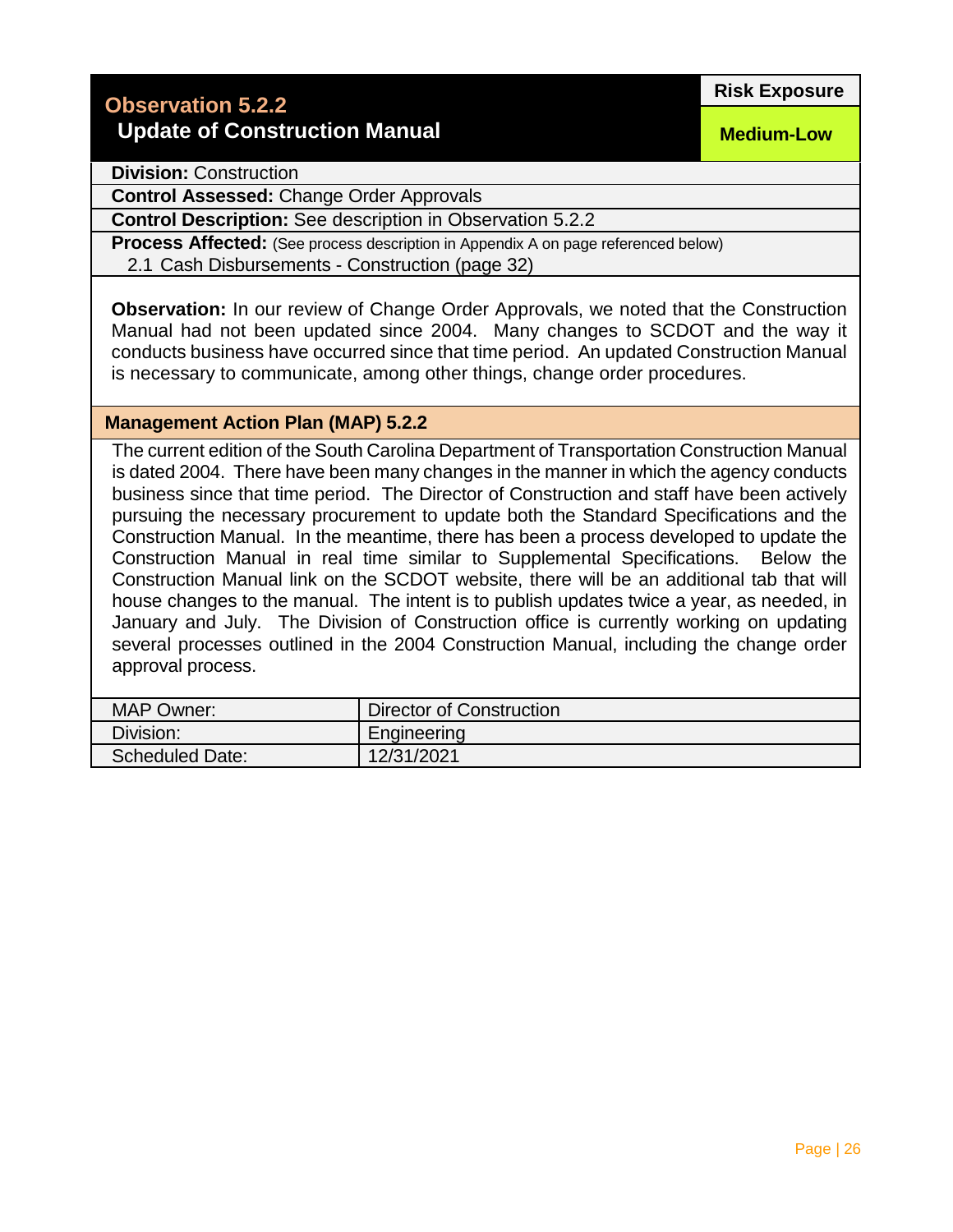## Observation 5.2.2
### Update of Construction Manual

**Risk Exposure:** Medium-Low

**Division:** Construction

**Control Assessed:** Change Order Approvals

**Control Description:** See description in Observation 5.2.2

**Process Affected:** (See process description in Appendix A on page referenced below)
2.1 Cash Disbursements - Construction (page 32)

**Observation:** In our review of Change Order Approvals, we noted that the Construction Manual had not been updated since 2004. Many changes to SCDOT and the way it conducts business have occurred since that time period. An updated Construction Manual is necessary to communicate, among other things, change order procedures.

**Management Action Plan (MAP) 5.2.2**

The current edition of the South Carolina Department of Transportation Construction Manual is dated 2004. There have been many changes in the manner in which the agency conducts business since that time period. The Director of Construction and staff have been actively pursuing the necessary procurement to update both the Standard Specifications and the Construction Manual. In the meantime, there has been a process developed to update the Construction Manual in real time similar to Supplemental Specifications. Below the Construction Manual link on the SCDOT website, there will be an additional tab that will house changes to the manual. The intent is to publish updates twice a year, as needed, in January and July. The Division of Construction office is currently working on updating several processes outlined in the 2004 Construction Manual, including the change order approval process.

| | |
|---|---|
| MAP Owner: | Director of Construction |
| Division: | Engineering |
| Scheduled Date: | 12/31/2021 |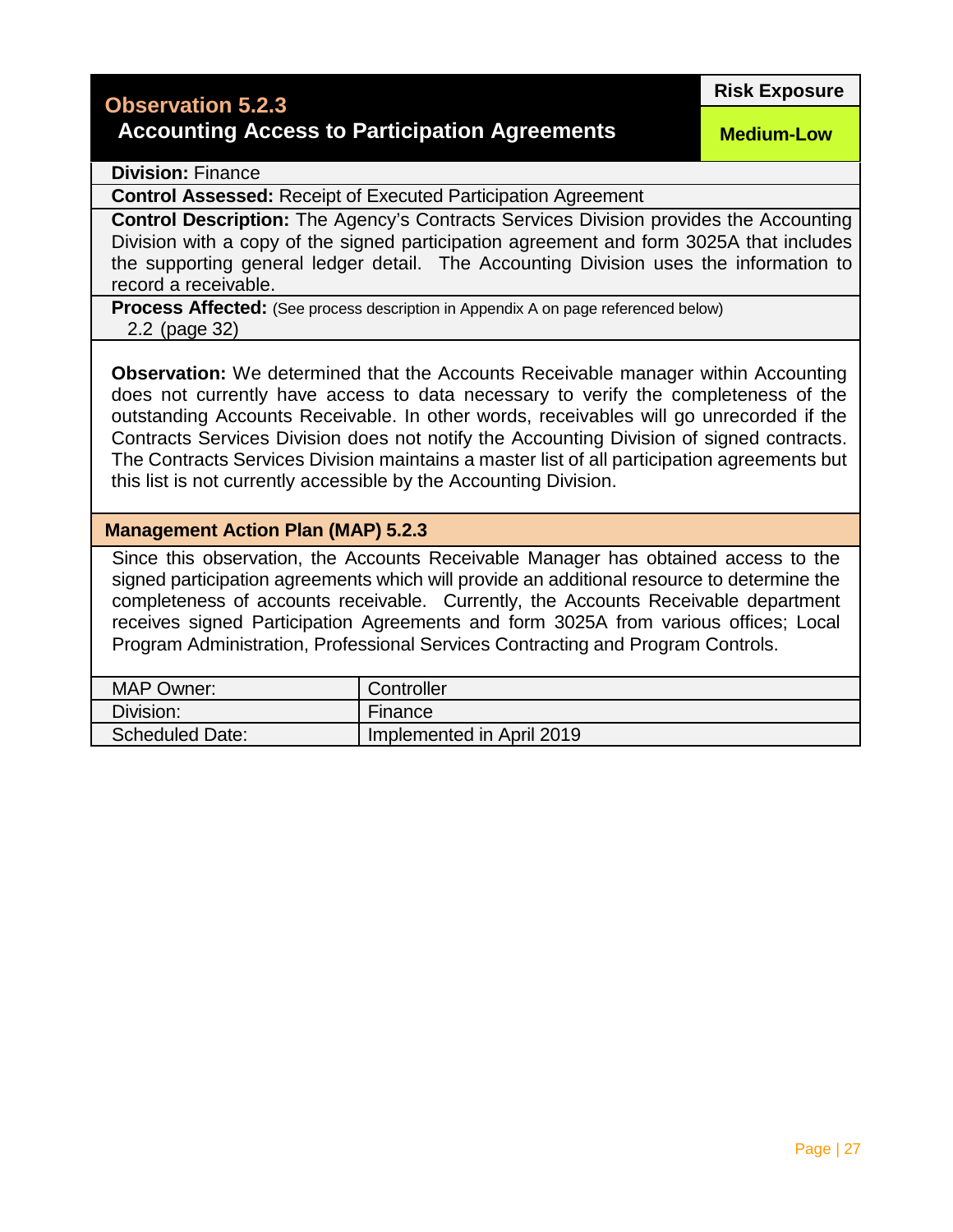## Observation 5.2.3
### Accounting Access to Participation Agreements

| Risk Exposure |
|---|
| Medium-Low |

**Division:** Finance

**Control Assessed:** Receipt of Executed Participation Agreement

**Control Description:** The Agency's Contracts Services Division provides the Accounting Division with a copy of the signed participation agreement and form 3025A that includes the supporting general ledger detail. The Accounting Division uses the information to record a receivable.

**Process Affected:** (See process description in Appendix A on page referenced below)
2.2 (page 32)

**Observation:** We determined that the Accounts Receivable manager within Accounting does not currently have access to data necessary to verify the completeness of the outstanding Accounts Receivable. In other words, receivables will go unrecorded if the Contracts Services Division does not notify the Accounting Division of signed contracts. The Contracts Services Division maintains a master list of all participation agreements but this list is not currently accessible by the Accounting Division.

### Management Action Plan (MAP) 5.2.3

Since this observation, the Accounts Receivable Manager has obtained access to the signed participation agreements which will provide an additional resource to determine the completeness of accounts receivable. Currently, the Accounts Receivable department receives signed Participation Agreements and form 3025A from various offices; Local Program Administration, Professional Services Contracting and Program Controls.

| | |
|---|---|
| MAP Owner: | Controller |
| Division: | Finance |
| Scheduled Date: | Implemented in April 2019 |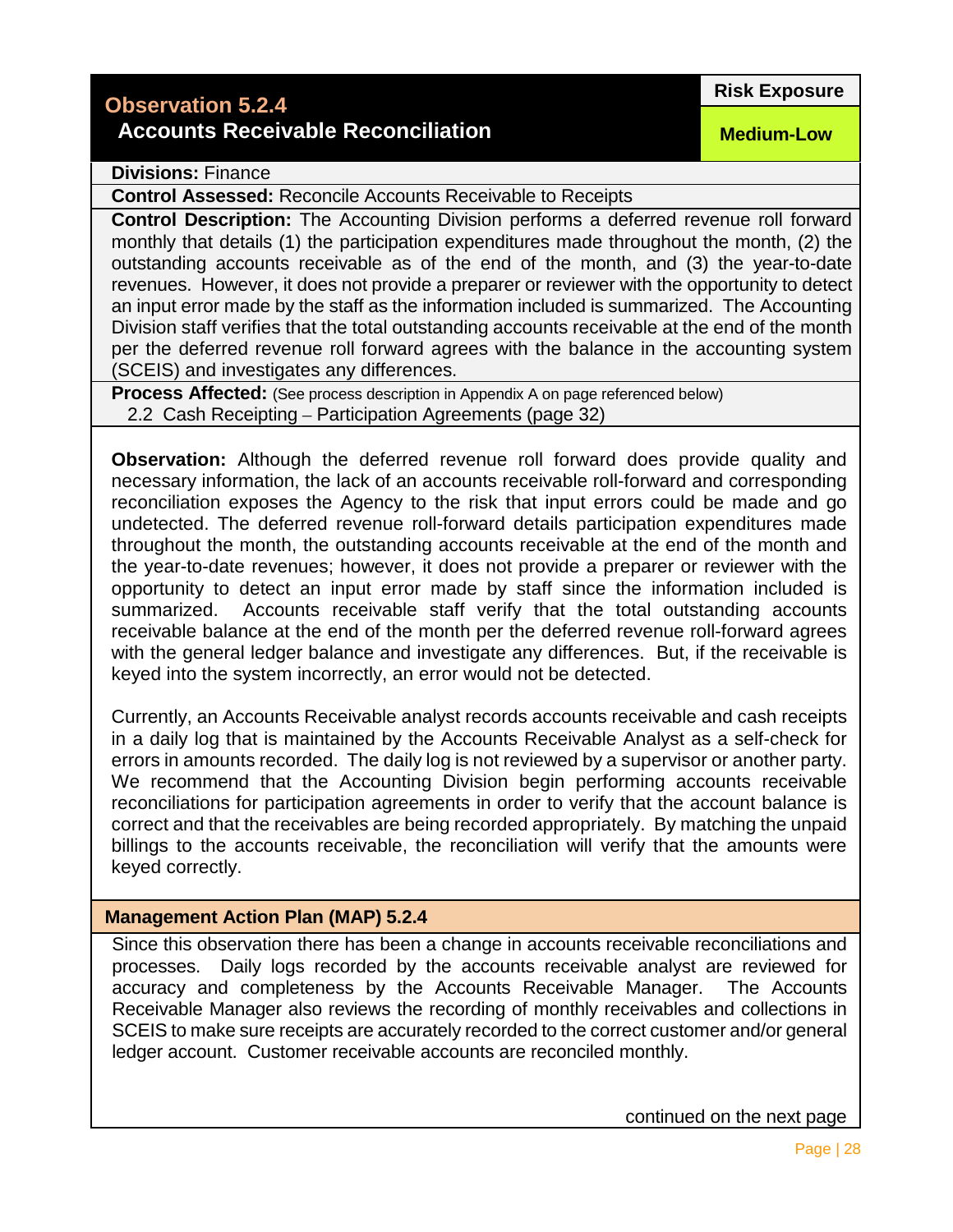## Observation 5.2.4

### Accounts Receivable Reconciliation

**Risk Exposure:** Medium-Low

**Divisions:** Finance

**Control Assessed:** Reconcile Accounts Receivable to Receipts

**Control Description:** The Accounting Division performs a deferred revenue roll forward monthly that details (1) the participation expenditures made throughout the month, (2) the outstanding accounts receivable as of the end of the month, and (3) the year-to-date revenues. However, it does not provide a preparer or reviewer with the opportunity to detect an input error made by the staff as the information included is summarized. The Accounting Division staff verifies that the total outstanding accounts receivable at the end of the month per the deferred revenue roll forward agrees with the balance in the accounting system (SCEIS) and investigates any differences.

**Process Affected:** (See process description in Appendix A on page referenced below)
2.2 Cash Receipting – Participation Agreements (page 32)

**Observation:** Although the deferred revenue roll forward does provide quality and necessary information, the lack of an accounts receivable roll-forward and corresponding reconciliation exposes the Agency to the risk that input errors could be made and go undetected. The deferred revenue roll-forward details participation expenditures made throughout the month, the outstanding accounts receivable at the end of the month and the year-to-date revenues; however, it does not provide a preparer or reviewer with the opportunity to detect an input error made by staff since the information included is summarized. Accounts receivable staff verify that the total outstanding accounts receivable balance at the end of the month per the deferred revenue roll-forward agrees with the general ledger balance and investigate any differences. But, if the receivable is keyed into the system incorrectly, an error would not be detected.

Currently, an Accounts Receivable analyst records accounts receivable and cash receipts in a daily log that is maintained by the Accounts Receivable Analyst as a self-check for errors in amounts recorded. The daily log is not reviewed by a supervisor or another party. We recommend that the Accounting Division begin performing accounts receivable reconciliations for participation agreements in order to verify that the account balance is correct and that the receivables are being recorded appropriately. By matching the unpaid billings to the accounts receivable, the reconciliation will verify that the amounts were keyed correctly.

### Management Action Plan (MAP) 5.2.4

Since this observation there has been a change in accounts receivable reconciliations and processes. Daily logs recorded by the accounts receivable analyst are reviewed for accuracy and completeness by the Accounts Receivable Manager. The Accounts Receivable Manager also reviews the recording of monthly receivables and collections in SCEIS to make sure receipts are accurately recorded to the correct customer and/or general ledger account. Customer receivable accounts are reconciled monthly.

continued on the next page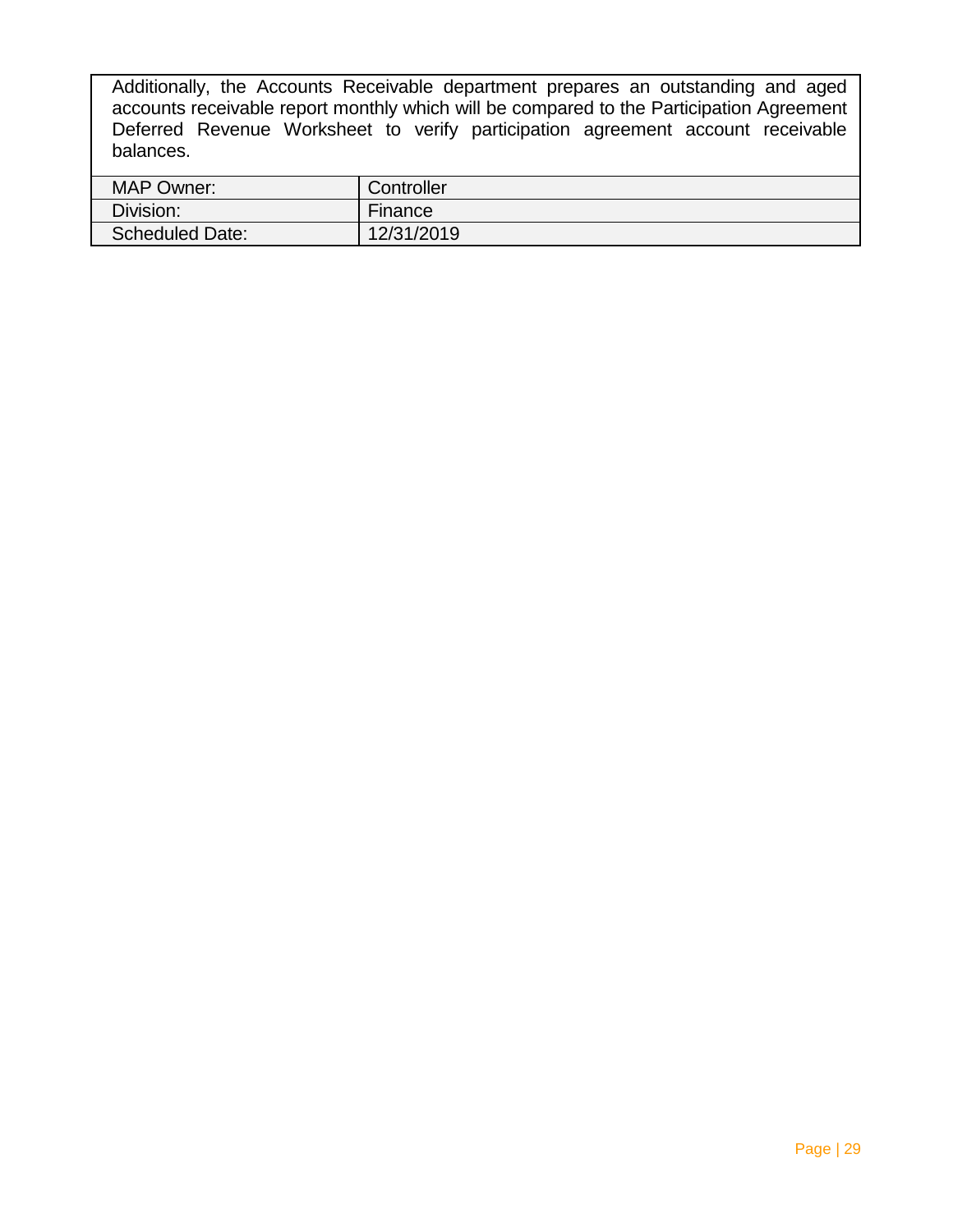Additionally, the Accounts Receivable department prepares an outstanding and aged accounts receivable report monthly which will be compared to the Participation Agreement Deferred Revenue Worksheet to verify participation agreement account receivable balances.

| | |
|---|---|
| MAP Owner: | Controller |
| Division: | Finance |
| Scheduled Date: | 12/31/2019 |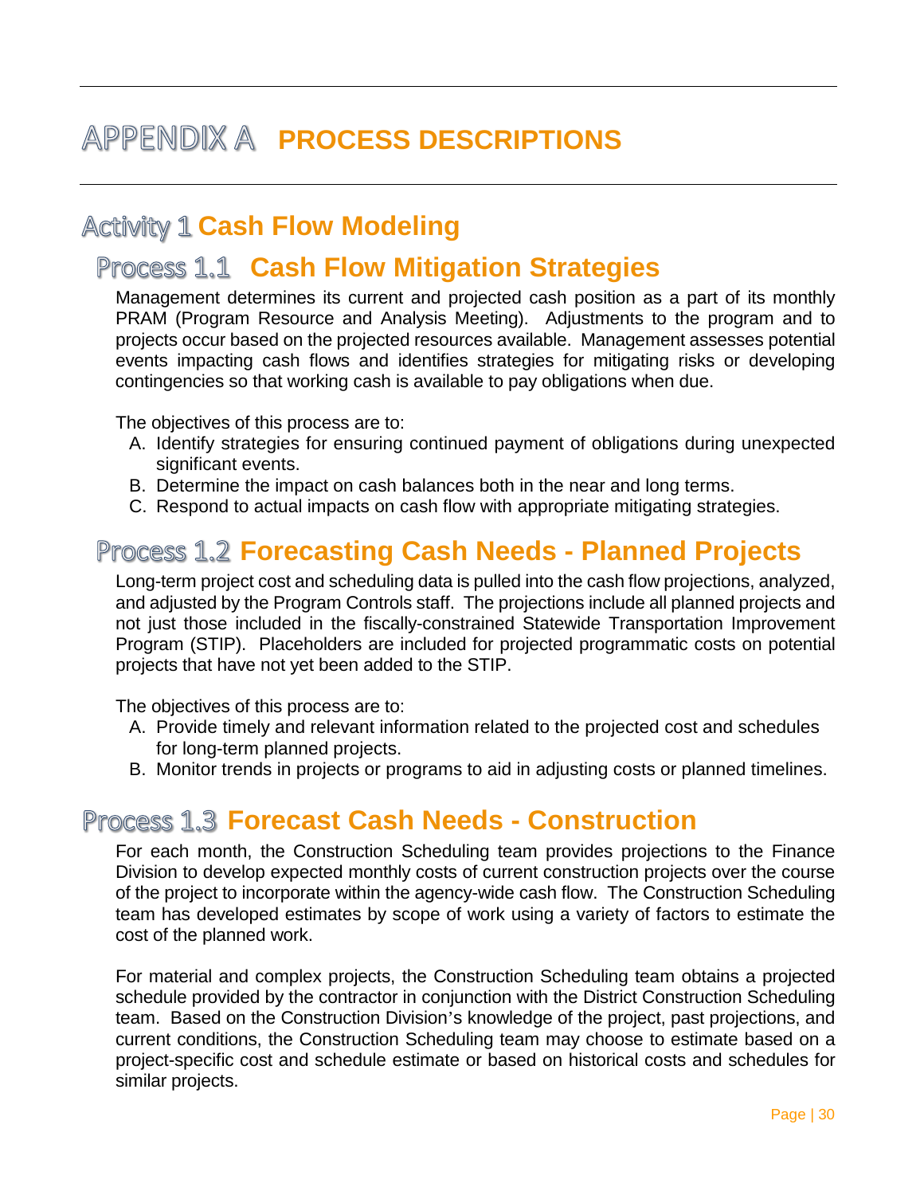# APPENDIX A PROCESS DESCRIPTIONS

## Activity 1 Cash Flow Modeling

### Process 1.1 Cash Flow Mitigation Strategies

Management determines its current and projected cash position as a part of its monthly PRAM (Program Resource and Analysis Meeting). Adjustments to the program and to projects occur based on the projected resources available. Management assesses potential events impacting cash flows and identifies strategies for mitigating risks or developing contingencies so that working cash is available to pay obligations when due.

The objectives of this process are to:

A. Identify strategies for ensuring continued payment of obligations during unexpected significant events.
B. Determine the impact on cash balances both in the near and long terms.
C. Respond to actual impacts on cash flow with appropriate mitigating strategies.

### Process 1.2 Forecasting Cash Needs - Planned Projects

Long-term project cost and scheduling data is pulled into the cash flow projections, analyzed, and adjusted by the Program Controls staff. The projections include all planned projects and not just those included in the fiscally-constrained Statewide Transportation Improvement Program (STIP). Placeholders are included for projected programmatic costs on potential projects that have not yet been added to the STIP.

The objectives of this process are to:

A. Provide timely and relevant information related to the projected cost and schedules for long-term planned projects.
B. Monitor trends in projects or programs to aid in adjusting costs or planned timelines.

### Process 1.3 Forecast Cash Needs - Construction

For each month, the Construction Scheduling team provides projections to the Finance Division to develop expected monthly costs of current construction projects over the course of the project to incorporate within the agency-wide cash flow. The Construction Scheduling team has developed estimates by scope of work using a variety of factors to estimate the cost of the planned work.

For material and complex projects, the Construction Scheduling team obtains a projected schedule provided by the contractor in conjunction with the District Construction Scheduling team. Based on the Construction Division's knowledge of the project, past projections, and current conditions, the Construction Scheduling team may choose to estimate based on a project-specific cost and schedule estimate or based on historical costs and schedules for similar projects.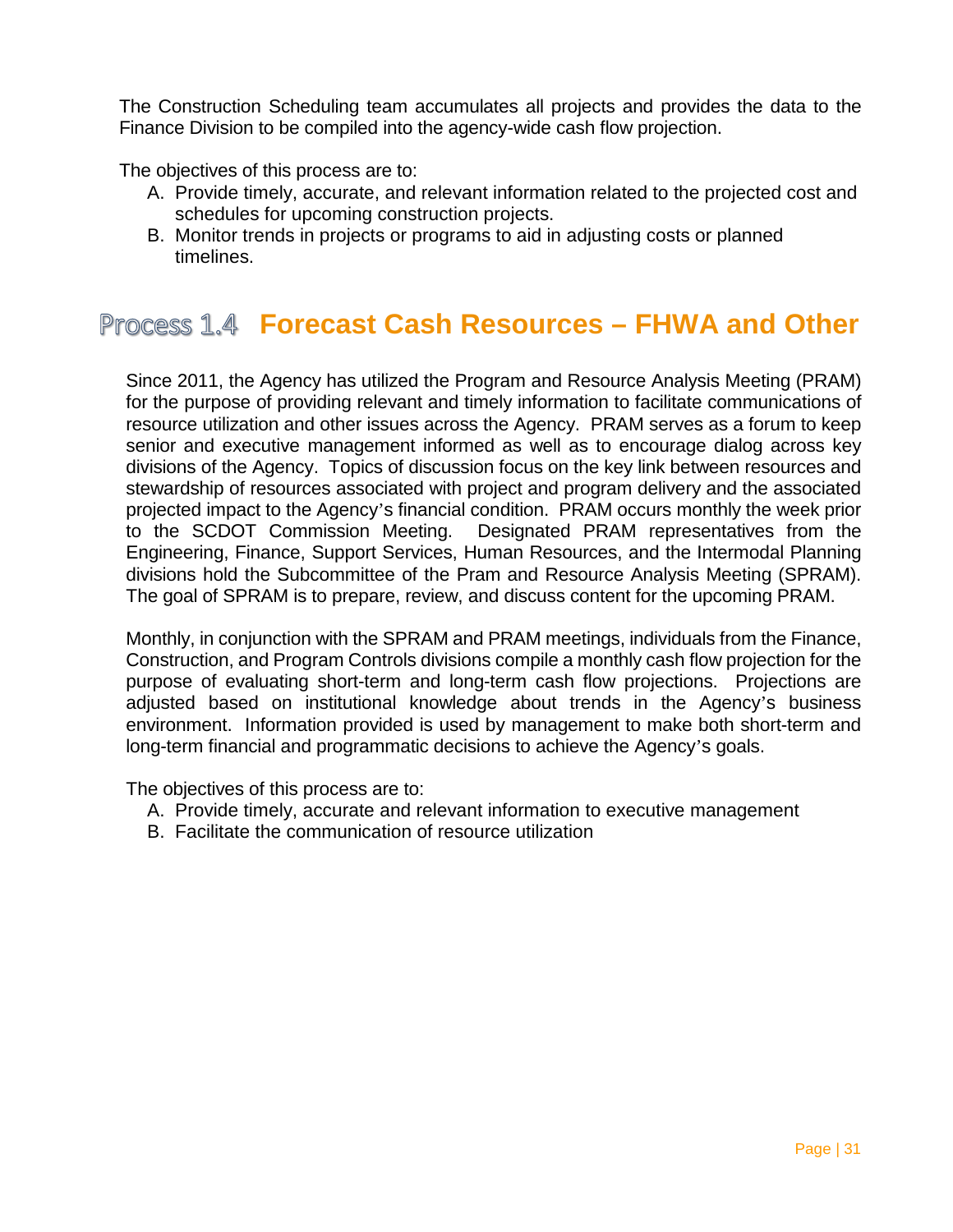The Construction Scheduling team accumulates all projects and provides the data to the Finance Division to be compiled into the agency-wide cash flow projection.

The objectives of this process are to:

A. Provide timely, accurate, and relevant information related to the projected cost and schedules for upcoming construction projects.
B. Monitor trends in projects or programs to aid in adjusting costs or planned timelines.

## Process 1.4 Forecast Cash Resources – FHWA and Other

Since 2011, the Agency has utilized the Program and Resource Analysis Meeting (PRAM) for the purpose of providing relevant and timely information to facilitate communications of resource utilization and other issues across the Agency. PRAM serves as a forum to keep senior and executive management informed as well as to encourage dialog across key divisions of the Agency. Topics of discussion focus on the key link between resources and stewardship of resources associated with project and program delivery and the associated projected impact to the Agency's financial condition. PRAM occurs monthly the week prior to the SCDOT Commission Meeting. Designated PRAM representatives from the Engineering, Finance, Support Services, Human Resources, and the Intermodal Planning divisions hold the Subcommittee of the Pram and Resource Analysis Meeting (SPRAM). The goal of SPRAM is to prepare, review, and discuss content for the upcoming PRAM.

Monthly, in conjunction with the SPRAM and PRAM meetings, individuals from the Finance, Construction, and Program Controls divisions compile a monthly cash flow projection for the purpose of evaluating short-term and long-term cash flow projections. Projections are adjusted based on institutional knowledge about trends in the Agency's business environment. Information provided is used by management to make both short-term and long-term financial and programmatic decisions to achieve the Agency's goals.

The objectives of this process are to:

A. Provide timely, accurate and relevant information to executive management
B. Facilitate the communication of resource utilization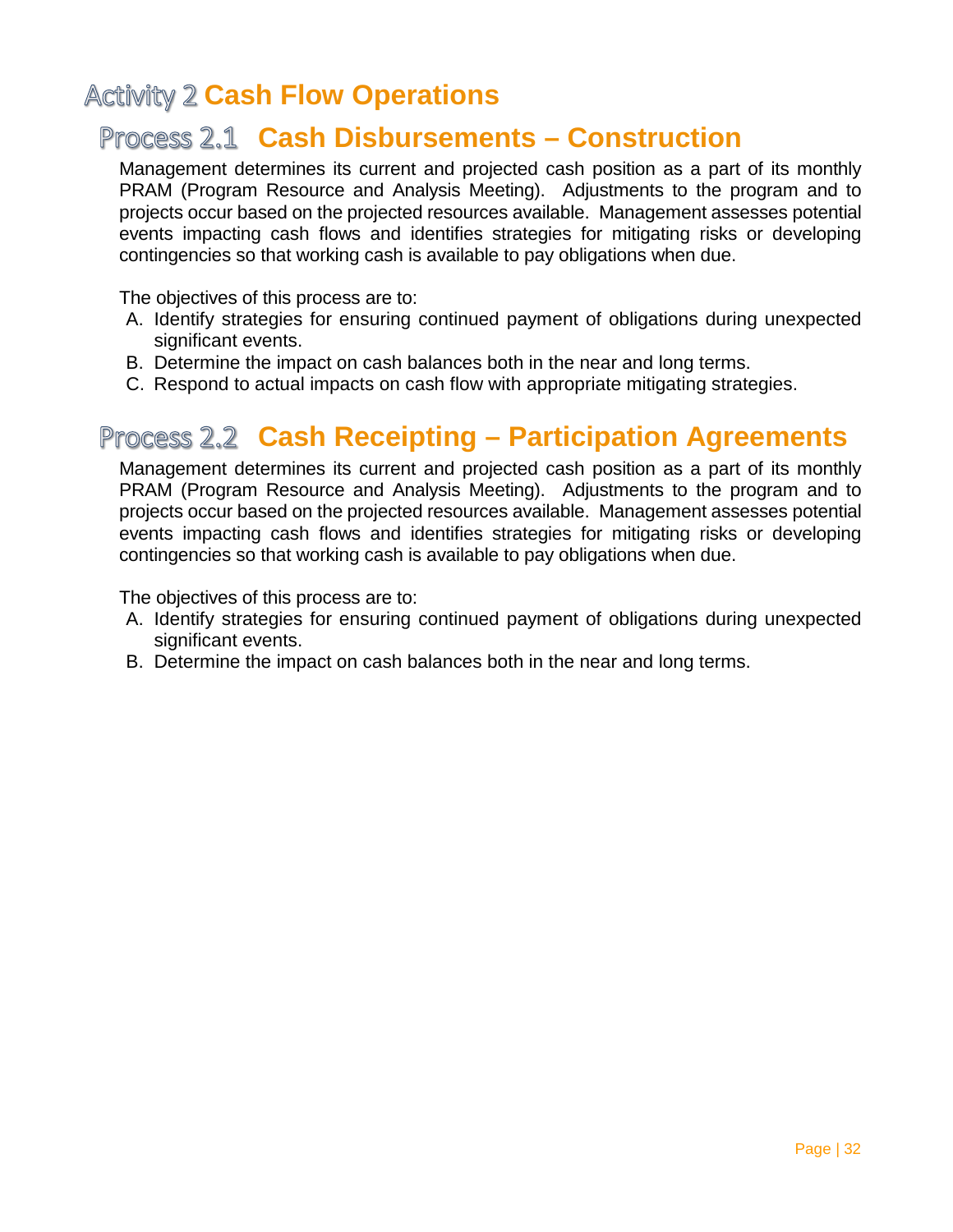# Activity 2 Cash Flow Operations

## Process 2.1 Cash Disbursements – Construction

Management determines its current and projected cash position as a part of its monthly PRAM (Program Resource and Analysis Meeting). Adjustments to the program and to projects occur based on the projected resources available. Management assesses potential events impacting cash flows and identifies strategies for mitigating risks or developing contingencies so that working cash is available to pay obligations when due.

The objectives of this process are to:

A. Identify strategies for ensuring continued payment of obligations during unexpected significant events.
B. Determine the impact on cash balances both in the near and long terms.
C. Respond to actual impacts on cash flow with appropriate mitigating strategies.

## Process 2.2 Cash Receipting – Participation Agreements

Management determines its current and projected cash position as a part of its monthly PRAM (Program Resource and Analysis Meeting). Adjustments to the program and to projects occur based on the projected resources available. Management assesses potential events impacting cash flows and identifies strategies for mitigating risks or developing contingencies so that working cash is available to pay obligations when due.

The objectives of this process are to:

A. Identify strategies for ensuring continued payment of obligations during unexpected significant events.
B. Determine the impact on cash balances both in the near and long terms.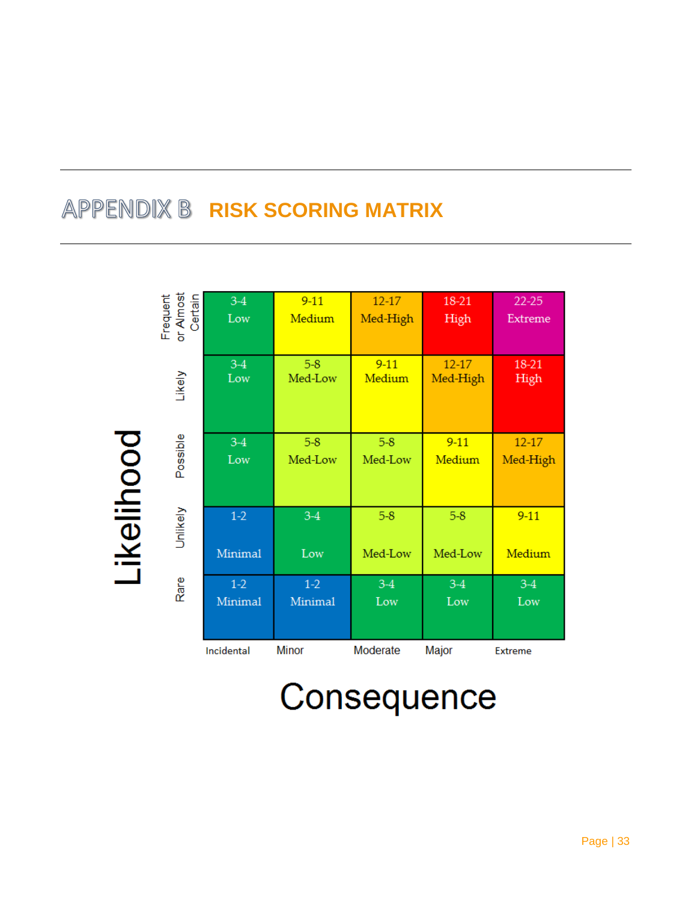# APPENDIX B RISK SCORING MATRIX

| Likelihood | Incidental | Minor | Moderate | Major | Extreme |
| --- | --- | --- | --- | --- | --- |
| Frequent or Almost Certain | 3-4 Low | 9-11 Medium | 12-17 Med-High | 18-21 High | 22-25 Extreme |
| Likely | 3-4 Low | 5-8 Med-Low | 9-11 Medium | 12-17 Med-High | 18-21 High |
| Possible | 3-4 Low | 5-8 Med-Low | 5-8 Med-Low | 9-11 Medium | 12-17 Med-High |
| Unlikely | 1-2 Minimal | 3-4 Low | 5-8 Med-Low | 5-8 Med-Low | 9-11 Medium |
| Rare | 1-2 Minimal | 1-2 Minimal | 3-4 Low | 3-4 Low | 3-4 Low |

Consequence